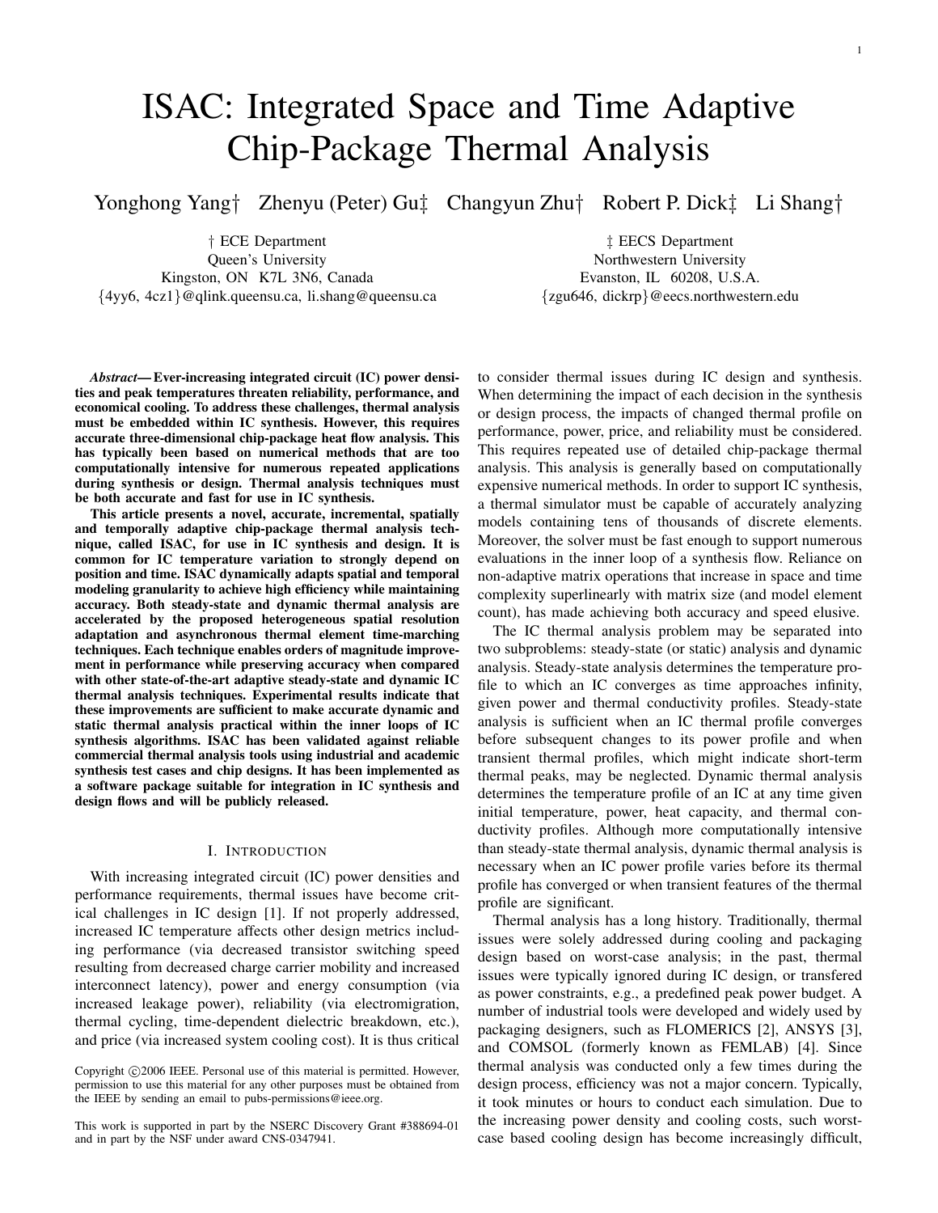# ISAC: Integrated Space and Time Adaptive Chip-Package Thermal Analysis

Yonghong Yang† Zhenyu (Peter) Gu‡ Changyun Zhu† Robert P. Dick‡ Li Shang†

† ECE Department
Queen's University
Kingston, ON K7L 3N6, Canada
{4yy6, 4cz1}@qlink.queensu.ca, li.shang@queensu.ca

‡ EECS Department
Northwestern University
Evanston, IL 60208, U.S.A.
{zgu646, dickrp}@eecs.northwestern.edu

***Abstract*— Ever-increasing integrated circuit (IC) power densities and peak temperatures threaten reliability, performance, and economical cooling. To address these challenges, thermal analysis must be embedded within IC synthesis. However, this requires accurate three-dimensional chip-package heat flow analysis. This has typically been based on numerical methods that are too computationally intensive for numerous repeated applications during synthesis or design. Thermal analysis techniques must be both accurate and fast for use in IC synthesis.**

**This article presents a novel, accurate, incremental, spatially and temporally adaptive chip-package thermal analysis technique, called ISAC, for use in IC synthesis and design. It is common for IC temperature variation to strongly depend on position and time. ISAC dynamically adapts spatial and temporal modeling granularity to achieve high efficiency while maintaining accuracy. Both steady-state and dynamic thermal analysis are accelerated by the proposed heterogeneous spatial resolution adaptation and asynchronous thermal element time-marching techniques. Each technique enables orders of magnitude improvement in performance while preserving accuracy when compared with other state-of-the-art adaptive steady-state and dynamic IC thermal analysis techniques. Experimental results indicate that these improvements are sufficient to make accurate dynamic and static thermal analysis practical within the inner loops of IC synthesis algorithms. ISAC has been validated against reliable commercial thermal analysis tools using industrial and academic synthesis test cases and chip designs. It has been implemented as a software package suitable for integration in IC synthesis and design flows and will be publicly released.**

## I. Introduction

With increasing integrated circuit (IC) power densities and performance requirements, thermal issues have become critical challenges in IC design [1]. If not properly addressed, increased IC temperature affects other design metrics including performance (via decreased transistor switching speed resulting from decreased charge carrier mobility and increased interconnect latency), power and energy consumption (via increased leakage power), reliability (via electromigration, thermal cycling, time-dependent dielectric breakdown, etc.), and price (via increased system cooling cost). It is thus critical to consider thermal issues during IC design and synthesis. When determining the impact of each decision in the synthesis or design process, the impacts of changed thermal profile on performance, power, price, and reliability must be considered. This requires repeated use of detailed chip-package thermal analysis. This analysis is generally based on computationally expensive numerical methods. In order to support IC synthesis, a thermal simulator must be capable of accurately analyzing models containing tens of thousands of discrete elements. Moreover, the solver must be fast enough to support numerous evaluations in the inner loop of a synthesis flow. Reliance on non-adaptive matrix operations that increase in space and time complexity superlinearly with matrix size (and model element count), has made achieving both accuracy and speed elusive.

The IC thermal analysis problem may be separated into two subproblems: steady-state (or static) analysis and dynamic analysis. Steady-state analysis determines the temperature profile to which an IC converges as time approaches infinity, given power and thermal conductivity profiles. Steady-state analysis is sufficient when an IC thermal profile converges before subsequent changes to its power profile and when transient thermal profiles, which might indicate short-term thermal peaks, may be neglected. Dynamic thermal analysis determines the temperature profile of an IC at any time given initial temperature, power, heat capacity, and thermal conductivity profiles. Although more computationally intensive than steady-state thermal analysis, dynamic thermal analysis is necessary when an IC power profile varies before its thermal profile has converged or when transient features of the thermal profile are significant.

Thermal analysis has a long history. Traditionally, thermal issues were solely addressed during cooling and packaging design based on worst-case analysis; in the past, thermal issues were typically ignored during IC design, or transfered as power constraints, e.g., a predefined peak power budget. A number of industrial tools were developed and widely used by packaging designers, such as FLOMERICS [2], ANSYS [3], and COMSOL (formerly known as FEMLAB) [4]. Since thermal analysis was conducted only a few times during the design process, efficiency was not a major concern. Typically, it took minutes or hours to conduct each simulation. Due to the increasing power density and cooling costs, such worst-case based cooling design has become increasingly difficult,

Copyright ©2006 IEEE. Personal use of this material is permitted. However, permission to use this material for any other purposes must be obtained from the IEEE by sending an email to pubs-permissions@ieee.org.

This work is supported in part by the NSERC Discovery Grant #388694-01 and in part by the NSF under award CNS-0347941.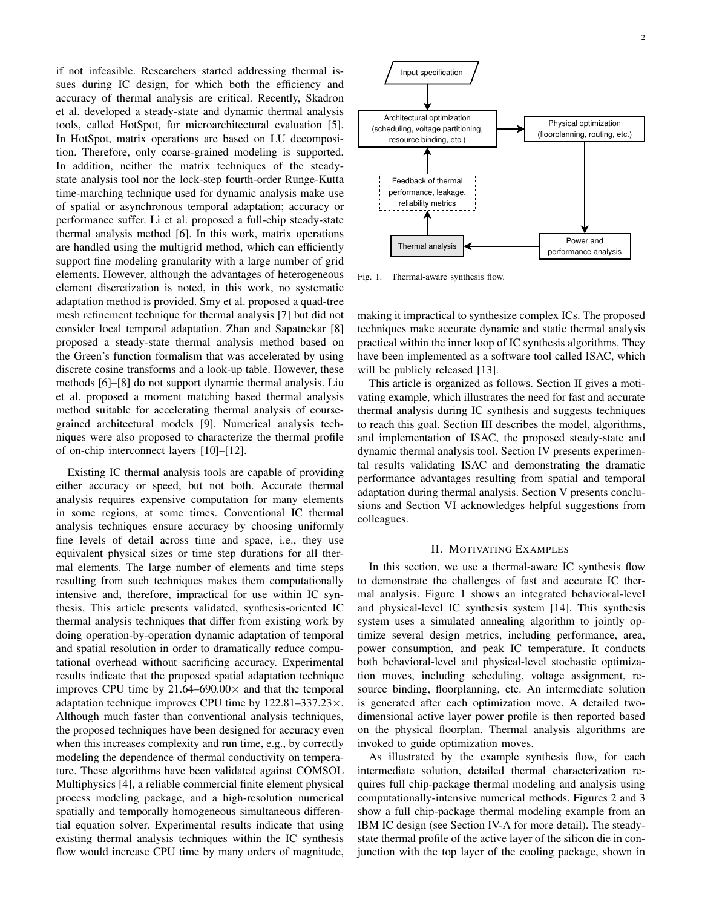if not infeasible. Researchers started addressing thermal issues during IC design, for which both the efficiency and accuracy of thermal analysis are critical. Recently, Skadron et al. developed a steady-state and dynamic thermal analysis tools, called HotSpot, for microarchitectural evaluation [5]. In HotSpot, matrix operations are based on LU decomposition. Therefore, only coarse-grained modeling is supported. In addition, neither the matrix techniques of the steady-state analysis tool nor the lock-step fourth-order Runge-Kutta time-marching technique used for dynamic analysis make use of spatial or asynchronous temporal adaptation; accuracy or performance suffer. Li et al. proposed a full-chip steady-state thermal analysis method [6]. In this work, matrix operations are handled using the multigrid method, which can efficiently support fine modeling granularity with a large number of grid elements. However, although the advantages of heterogeneous element discretization is noted, in this work, no systematic adaptation method is provided. Smy et al. proposed a quad-tree mesh refinement technique for thermal analysis [7] but did not consider local temporal adaptation. Zhan and Sapatnekar [8] proposed a steady-state thermal analysis method based on the Green's function formalism that was accelerated by using discrete cosine transforms and a look-up table. However, these methods [6]–[8] do not support dynamic thermal analysis. Liu et al. proposed a moment matching based thermal analysis method suitable for accelerating thermal analysis of course-grained architectural models [9]. Numerical analysis techniques were also proposed to characterize the thermal profile of on-chip interconnect layers [10]–[12].

Existing IC thermal analysis tools are capable of providing either accuracy or speed, but not both. Accurate thermal analysis requires expensive computation for many elements in some regions, at some times. Conventional IC thermal analysis techniques ensure accuracy by choosing uniformly fine levels of detail across time and space, i.e., they use equivalent physical sizes or time step durations for all thermal elements. The large number of elements and time steps resulting from such techniques makes them computationally intensive and, therefore, impractical for use within IC synthesis. This article presents validated, synthesis-oriented IC thermal analysis techniques that differ from existing work by doing operation-by-operation dynamic adaptation of temporal and spatial resolution in order to dramatically reduce computational overhead without sacrificing accuracy. Experimental results indicate that the proposed spatial adaptation technique improves CPU time by 21.64–690.00× and that the temporal adaptation technique improves CPU time by 122.81–337.23×. Although much faster than conventional analysis techniques, the proposed techniques have been designed for accuracy even when this increases complexity and run time, e.g., by correctly modeling the dependence of thermal conductivity on temperature. These algorithms have been validated against COMSOL Multiphysics [4], a reliable commercial finite element physical process modeling package, and a high-resolution numerical spatially and temporally homogeneous simultaneous differential equation solver. Experimental results indicate that using existing thermal analysis techniques within the IC synthesis flow would increase CPU time by many orders of magnitude, making it impractical to synthesize complex ICs. The proposed techniques make accurate dynamic and static thermal analysis practical within the inner loop of IC synthesis algorithms. They have been implemented as a software tool called ISAC, which will be publicly released [13].

Input specification → Architectural optimization (scheduling, voltage partitioning, resource binding, etc.) → Physical optimization (floorplanning, routing, etc.) → Power and performance analysis → Thermal analysis → Feedback of thermal performance, leakage, reliability metrics → Architectural optimization

Fig. 1. Thermal-aware synthesis flow.

This article is organized as follows. Section II gives a motivating example, which illustrates the need for fast and accurate thermal analysis during IC synthesis and suggests techniques to reach this goal. Section III describes the model, algorithms, and implementation of ISAC, the proposed steady-state and dynamic thermal analysis tool. Section IV presents experimental results validating ISAC and demonstrating the dramatic performance advantages resulting from spatial and temporal adaptation during thermal analysis. Section V presents conclusions and Section VI acknowledges helpful suggestions from colleagues.

## II. Motivating Examples

In this section, we use a thermal-aware IC synthesis flow to demonstrate the challenges of fast and accurate IC thermal analysis. Figure 1 shows an integrated behavioral-level and physical-level IC synthesis system [14]. This synthesis system uses a simulated annealing algorithm to jointly optimize several design metrics, including performance, area, power consumption, and peak IC temperature. It conducts both behavioral-level and physical-level stochastic optimization moves, including scheduling, voltage assignment, resource binding, floorplanning, etc. An intermediate solution is generated after each optimization move. A detailed two-dimensional active layer power profile is then reported based on the physical floorplan. Thermal analysis algorithms are invoked to guide optimization moves.

As illustrated by the example synthesis flow, for each intermediate solution, detailed thermal characterization requires full chip-package thermal modeling and analysis using computationally-intensive numerical methods. Figures 2 and 3 show a full chip-package thermal modeling example from an IBM IC design (see Section IV-A for more detail). The steady-state thermal profile of the active layer of the silicon die in conjunction with the top layer of the cooling package, shown in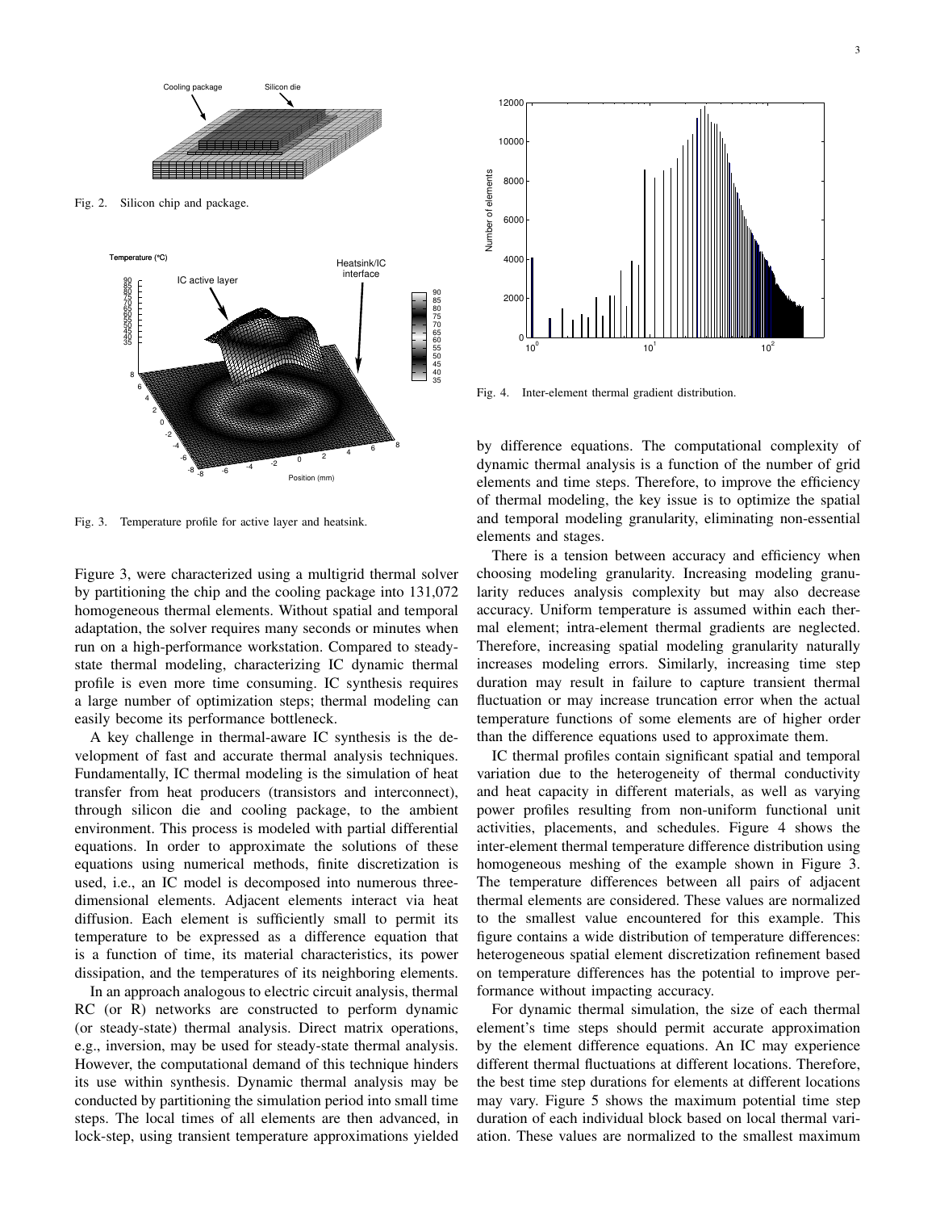Fig. 2. Silicon chip and package.

Fig. 3. Temperature profile for active layer and heatsink.

Figure 3, were characterized using a multigrid thermal solver by partitioning the chip and the cooling package into 131,072 homogeneous thermal elements. Without spatial and temporal adaptation, the solver requires many seconds or minutes when run on a high-performance workstation. Compared to steady-state thermal modeling, characterizing IC dynamic thermal profile is even more time consuming. IC synthesis requires a large number of optimization steps; thermal modeling can easily become its performance bottleneck.

A key challenge in thermal-aware IC synthesis is the development of fast and accurate thermal analysis techniques. Fundamentally, IC thermal modeling is the simulation of heat transfer from heat producers (transistors and interconnect), through silicon die and cooling package, to the ambient environment. This process is modeled with partial differential equations. In order to approximate the solutions of these equations using numerical methods, finite discretization is used, i.e., an IC model is decomposed into numerous three-dimensional elements. Adjacent elements interact via heat diffusion. Each element is sufficiently small to permit its temperature to be expressed as a difference equation that is a function of time, its material characteristics, its power dissipation, and the temperatures of its neighboring elements.

In an approach analogous to electric circuit analysis, thermal RC (or R) networks are constructed to perform dynamic (or steady-state) thermal analysis. Direct matrix operations, e.g., inversion, may be used for steady-state thermal analysis. However, the computational demand of this technique hinders its use within synthesis. Dynamic thermal analysis may be conducted by partitioning the simulation period into small time steps. The local times of all elements are then advanced, in lock-step, using transient temperature approximations yielded by difference equations. The computational complexity of dynamic thermal analysis is a function of the number of grid elements and time steps. Therefore, to improve the efficiency of thermal modeling, the key issue is to optimize the spatial and temporal modeling granularity, eliminating non-essential elements and stages.

Fig. 4. Inter-element thermal gradient distribution.

There is a tension between accuracy and efficiency when choosing modeling granularity. Increasing modeling granularity reduces analysis complexity but may also decrease accuracy. Uniform temperature is assumed within each thermal element; intra-element thermal gradients are neglected. Therefore, increasing spatial modeling granularity naturally increases modeling errors. Similarly, increasing time step duration may result in failure to capture transient thermal fluctuation or may increase truncation error when the actual temperature functions of some elements are of higher order than the difference equations used to approximate them.

IC thermal profiles contain significant spatial and temporal variation due to the heterogeneity of thermal conductivity and heat capacity in different materials, as well as varying power profiles resulting from non-uniform functional unit activities, placements, and schedules. Figure 4 shows the inter-element thermal temperature difference distribution using homogeneous meshing of the example shown in Figure 3. The temperature differences between all pairs of adjacent thermal elements are considered. These values are normalized to the smallest value encountered for this example. This figure contains a wide distribution of temperature differences: heterogeneous spatial element discretization refinement based on temperature differences has the potential to improve performance without impacting accuracy.

For dynamic thermal simulation, the size of each thermal element's time steps should permit accurate approximation by the element difference equations. An IC may experience different thermal fluctuations at different locations. Therefore, the best time step durations for elements at different locations may vary. Figure 5 shows the maximum potential time step duration of each individual block based on local thermal variation. These values are normalized to the smallest maximum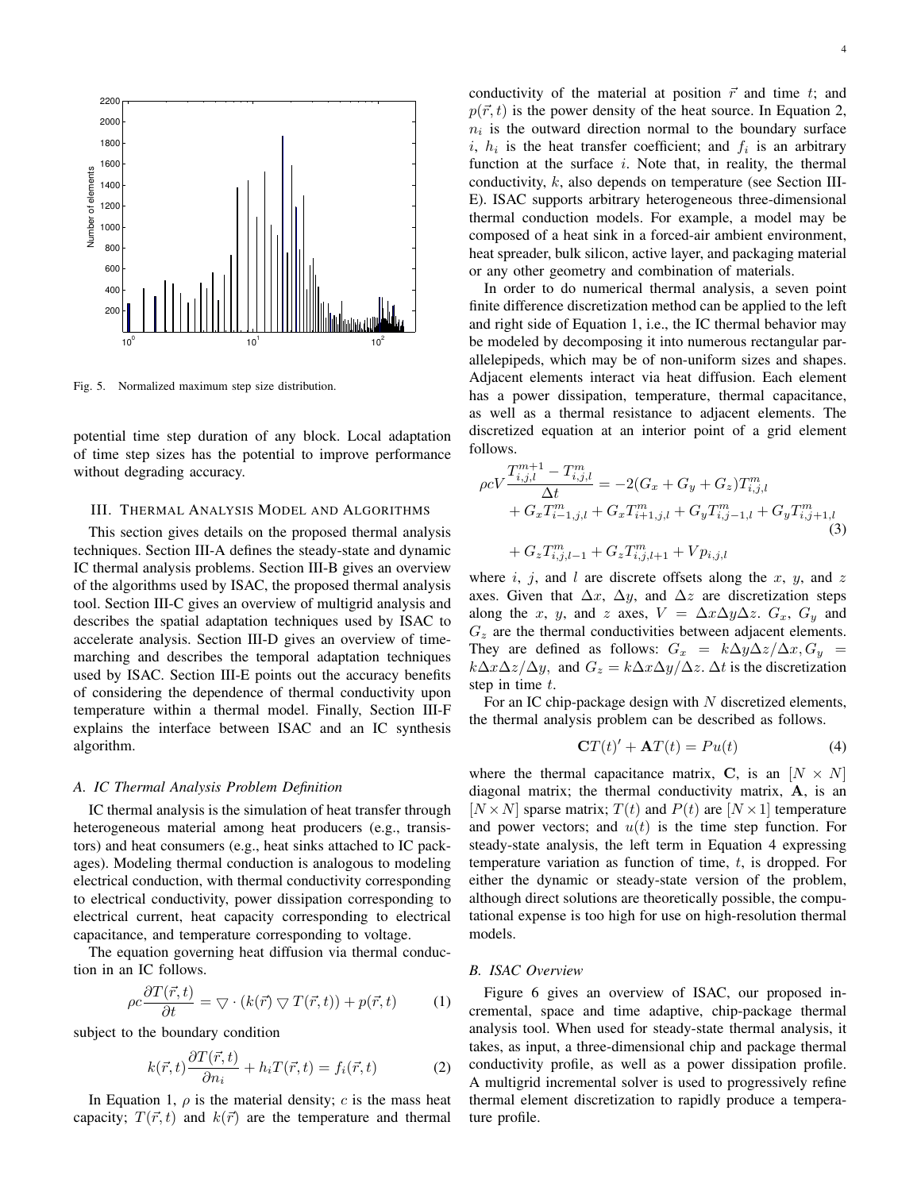Fig. 5. Normalized maximum step size distribution.

potential time step duration of any block. Local adaptation of time step sizes has the potential to improve performance without degrading accuracy.

## III. Thermal Analysis Model and Algorithms

This section gives details on the proposed thermal analysis techniques. Section III-A defines the steady-state and dynamic IC thermal analysis problems. Section III-B gives an overview of the algorithms used by ISAC, the proposed thermal analysis tool. Section III-C gives an overview of multigrid analysis and describes the spatial adaptation techniques used by ISAC to accelerate analysis. Section III-D gives an overview of time-marching and describes the temporal adaptation techniques used by ISAC. Section III-E points out the accuracy benefits of considering the dependence of thermal conductivity upon temperature within a thermal model. Finally, Section III-F explains the interface between ISAC and an IC synthesis algorithm.

### *A. IC Thermal Analysis Problem Definition*

IC thermal analysis is the simulation of heat transfer through heterogeneous material among heat producers (e.g., transistors) and heat consumers (e.g., heat sinks attached to IC packages). Modeling thermal conduction is analogous to modeling electrical conduction, with thermal conductivity corresponding to electrical conductivity, power dissipation corresponding to electrical current, heat capacity corresponding to electrical capacitance, and temperature corresponding to voltage.

The equation governing heat diffusion via thermal conduction in an IC follows.

$$\rho c \frac{\partial T(\vec{r},t)}{\partial t} = \bigtriangledown \cdot (k(\vec{r}) \bigtriangledown T(\vec{r},t)) + p(\vec{r},t) \qquad (1)$$

subject to the boundary condition

$$k(\vec{r},t)\frac{\partial T(\vec{r},t)}{\partial n_i} + h_i T(\vec{r},t) = f_i(\vec{r},t) \qquad (2)$$

In Equation 1, $\rho$ is the material density; $c$ is the mass heat capacity; $T(\vec{r},t)$ and $k(\vec{r})$ are the temperature and thermal conductivity of the material at position $\vec{r}$ and time $t$; and $p(\vec{r},t)$ is the power density of the heat source. In Equation 2, $n_i$ is the outward direction normal to the boundary surface $i$, $h_i$ is the heat transfer coefficient; and $f_i$ is an arbitrary function at the surface $i$. Note that, in reality, the thermal conductivity, $k$, also depends on temperature (see Section III-E). ISAC supports arbitrary heterogeneous three-dimensional thermal conduction models. For example, a model may be composed of a heat sink in a forced-air ambient environment, heat spreader, bulk silicon, active layer, and packaging material or any other geometry and combination of materials.

In order to do numerical thermal analysis, a seven point finite difference discretization method can be applied to the left and right side of Equation 1, i.e., the IC thermal behavior may be modeled by decomposing it into numerous rectangular parallelepipeds, which may be of non-uniform sizes and shapes. Adjacent elements interact via heat diffusion. Each element has a power dissipation, temperature, thermal capacitance, as well as a thermal resistance to adjacent elements. The discretized equation at an interior point of a grid element follows.

$$\begin{aligned}\rho c V \frac{T^{m+1}_{i,j,l} - T^{m}_{i,j,l}}{\Delta t} &= -2(G_x + G_y + G_z)T^m_{i,j,l} \\ &+ G_x T^m_{i-1,j,l} + G_x T^m_{i+1,j,l} + G_y T^m_{i,j-1,l} + G_y T^m_{i,j+1,l} \\ &+ G_z T^m_{i,j,l-1} + G_z T^m_{i,j,l+1} + V p_{i,j,l}\end{aligned} \qquad (3)$$

where $i$, $j$, and $l$ are discrete offsets along the $x$, $y$, and $z$ axes. Given that $\Delta x$, $\Delta y$, and $\Delta z$ are discretization steps along the $x$, $y$, and $z$ axes, $V = \Delta x \Delta y \Delta z$. $G_x$, $G_y$ and $G_z$ are the thermal conductivities between adjacent elements. They are defined as follows: $G_x = k\Delta y \Delta z/\Delta x, G_y = k\Delta x \Delta z/\Delta y$, and $G_z = k\Delta x \Delta y/\Delta z$. $\Delta t$ is the discretization step in time $t$.

For an IC chip-package design with $N$ discretized elements, the thermal analysis problem can be described as follows.

$$\mathbf{C}T(t)' + \mathbf{A}T(t) = Pu(t) \qquad (4)$$

where the thermal capacitance matrix, $\mathbf{C}$, is an $[N \times N]$ diagonal matrix; the thermal conductivity matrix, $\mathbf{A}$, is an $[N \times N]$ sparse matrix; $T(t)$ and $P(t)$ are $[N \times 1]$ temperature and power vectors; and $u(t)$ is the time step function. For steady-state analysis, the left term in Equation 4 expressing temperature variation as function of time, $t$, is dropped. For either the dynamic or steady-state version of the problem, although direct solutions are theoretically possible, the computational expense is too high for use on high-resolution thermal models.

### *B. ISAC Overview*

Figure 6 gives an overview of ISAC, our proposed incremental, space and time adaptive, chip-package thermal analysis tool. When used for steady-state thermal analysis, it takes, as input, a three-dimensional chip and package thermal conductivity profile, as well as a power dissipation profile. A multigrid incremental solver is used to progressively refine thermal element discretization to rapidly produce a temperature profile.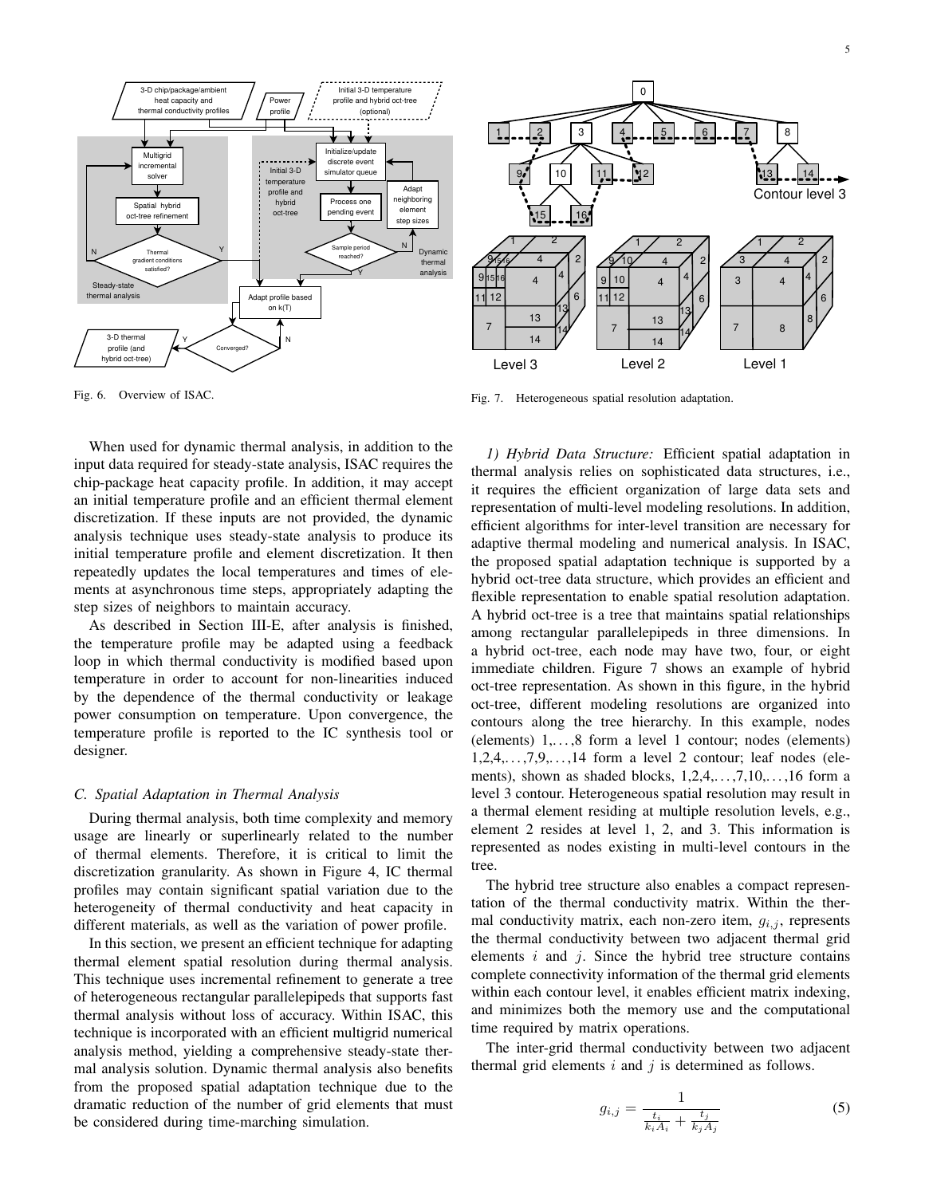Fig. 6. Overview of ISAC.

Fig. 7. Heterogeneous spatial resolution adaptation.

When used for dynamic thermal analysis, in addition to the input data required for steady-state analysis, ISAC requires the chip-package heat capacity profile. In addition, it may accept an initial temperature profile and an efficient thermal element discretization. If these inputs are not provided, the dynamic analysis technique uses steady-state analysis to produce its initial temperature profile and element discretization. It then repeatedly updates the local temperatures and times of elements at asynchronous time steps, appropriately adapting the step sizes of neighbors to maintain accuracy.

As described in Section III-E, after analysis is finished, the temperature profile may be adapted using a feedback loop in which thermal conductivity is modified based upon temperature in order to account for non-linearities induced by the dependence of the thermal conductivity or leakage power consumption on temperature. Upon convergence, the temperature profile is reported to the IC synthesis tool or designer.

### C. Spatial Adaptation in Thermal Analysis

During thermal analysis, both time complexity and memory usage are linearly or superlinearly related to the number of thermal elements. Therefore, it is critical to limit the discretization granularity. As shown in Figure 4, IC thermal profiles may contain significant spatial variation due to the heterogeneity of thermal conductivity and heat capacity in different materials, as well as the variation of power profile.

In this section, we present an efficient technique for adapting thermal element spatial resolution during thermal analysis. This technique uses incremental refinement to generate a tree of heterogeneous rectangular parallelepipeds that supports fast thermal analysis without loss of accuracy. Within ISAC, this technique is incorporated with an efficient multigrid numerical analysis method, yielding a comprehensive steady-state thermal analysis solution. Dynamic thermal analysis also benefits from the proposed spatial adaptation technique due to the dramatic reduction of the number of grid elements that must be considered during time-marching simulation.

*1) Hybrid Data Structure:* Efficient spatial adaptation in thermal analysis relies on sophisticated data structures, i.e., it requires the efficient organization of large data sets and representation of multi-level modeling resolutions. In addition, efficient algorithms for inter-level transition are necessary for adaptive thermal modeling and numerical analysis. In ISAC, the proposed spatial adaptation technique is supported by a hybrid oct-tree data structure, which provides an efficient and flexible representation to enable spatial resolution adaptation. A hybrid oct-tree is a tree that maintains spatial relationships among rectangular parallelepipeds in three dimensions. In a hybrid oct-tree, each node may have two, four, or eight immediate children. Figure 7 shows an example of hybrid oct-tree representation. As shown in this figure, in the hybrid oct-tree, different modeling resolutions are organized into contours along the tree hierarchy. In this example, nodes (elements) 1,…,8 form a level 1 contour; nodes (elements) 1,2,4,…,7,9,…,14 form a level 2 contour; leaf nodes (elements), shown as shaded blocks, 1,2,4,…,7,10,…,16 form a level 3 contour. Heterogeneous spatial resolution may result in a thermal element residing at multiple resolution levels, e.g., element 2 resides at level 1, 2, and 3. This information is represented as nodes existing in multi-level contours in the tree.

The hybrid tree structure also enables a compact representation of the thermal conductivity matrix. Within the thermal conductivity matrix, each non-zero item, $g_{i,j}$, represents the thermal conductivity between two adjacent thermal grid elements $i$ and $j$. Since the hybrid tree structure contains complete connectivity information of the thermal grid elements within each contour level, it enables efficient matrix indexing, and minimizes both the memory use and the computational time required by matrix operations.

The inter-grid thermal conductivity between two adjacent thermal grid elements $i$ and $j$ is determined as follows.

$$g_{i,j} = \frac{1}{\frac{t_i}{k_i A_i} + \frac{t_j}{k_j A_j}} \tag{5}$$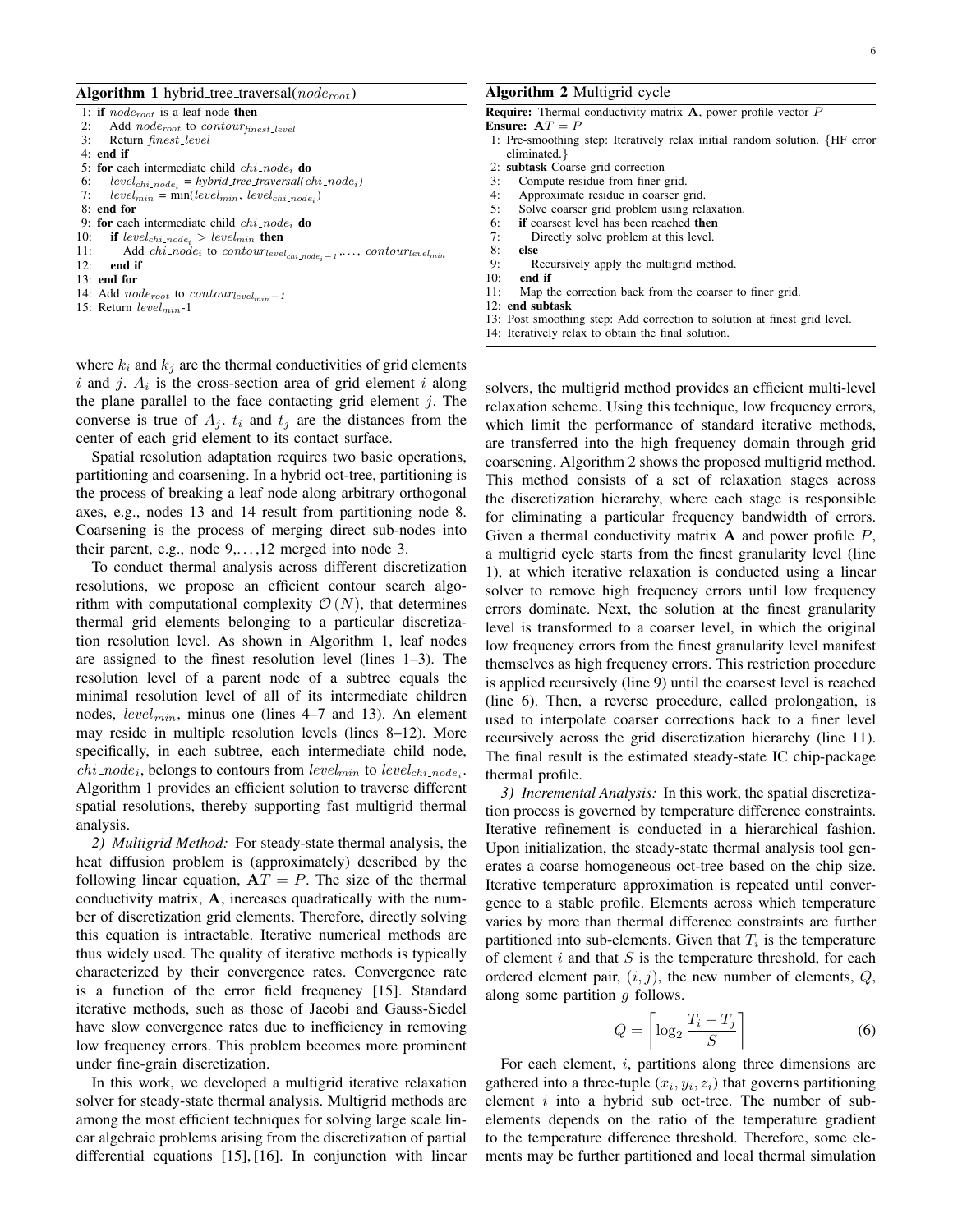**Algorithm 1** hybrid_tree_traversal($node_{root}$)

```
1: if node_root is a leaf node then
2:    Add node_root to contour_finest_level
3:    Return finest_level
4: end if
5: for each intermediate child chi_node_i do
6:    level_chi_node_i = hybrid_tree_traversal(chi_node_i)
7:    level_min = min(level_min, level_chi_node_i)
8: end for
9: for each intermediate child chi_node_i do
10:   if level_chi_node_i > level_min then
11:      Add chi_node_i to contour_level_chi_node_i - 1, ..., contour_level_min
12:   end if
13: end for
14: Add node_root to contour_level_min - 1
15: Return level_min-1
```

**Algorithm 2** Multigrid cycle

```
Require: Thermal conductivity matrix A, power profile vector P
Ensure: AT = P
1: Pre-smoothing step: Iteratively relax initial random solution. {HF error eliminated.}
2: subtask Coarse grid correction
3:    Compute residue from finer grid.
4:    Approximate residue in coarser grid.
5:    Solve coarser grid problem using relaxation.
6:    if coarsest level has been reached then
7:       Directly solve problem at this level.
8:    else
9:       Recursively apply the multigrid method.
10:   end if
11:   Map the correction back from the coarser to finer grid.
12: end subtask
13: Post smoothing step: Add correction to solution at finest grid level.
14: Iteratively relax to obtain the final solution.
```

where $k_i$ and $k_j$ are the thermal conductivities of grid elements $i$ and $j$. $A_i$ is the cross-section area of grid element $i$ along the plane parallel to the face contacting grid element $j$. The converse is true of $A_j$. $t_i$ and $t_j$ are the distances from the center of each grid element to its contact surface.

Spatial resolution adaptation requires two basic operations, partitioning and coarsening. In a hybrid oct-tree, partitioning is the process of breaking a leaf node along arbitrary orthogonal axes, e.g., nodes 13 and 14 result from partitioning node 8. Coarsening is the process of merging direct sub-nodes into their parent, e.g., node 9,…,12 merged into node 3.

To conduct thermal analysis across different discretization resolutions, we propose an efficient contour search algorithm with computational complexity $\mathcal{O}(N)$, that determines thermal grid elements belonging to a particular discretization resolution level. As shown in Algorithm 1, leaf nodes are assigned to the finest resolution level (lines 1–3). The resolution level of a parent node of a subtree equals the minimal resolution level of all of its intermediate children nodes, $level_{min}$, minus one (lines 4–7 and 13). An element may reside in multiple resolution levels (lines 8–12). More specifically, in each subtree, each intermediate child node, $chi\_node_i$, belongs to contours from $level_{min}$ to $level_{chi\_node_i}$. Algorithm 1 provides an efficient solution to traverse different spatial resolutions, thereby supporting fast multigrid thermal analysis.

*2) Multigrid Method:* For steady-state thermal analysis, the heat diffusion problem is (approximately) described by the following linear equation, $\mathbf{A}T = P$. The size of the thermal conductivity matrix, $\mathbf{A}$, increases quadratically with the number of discretization grid elements. Therefore, directly solving this equation is intractable. Iterative numerical methods are thus widely used. The quality of iterative methods is typically characterized by their convergence rates. Convergence rate is a function of the error field frequency [15]. Standard iterative methods, such as those of Jacobi and Gauss-Siedel have slow convergence rates due to inefficiency in removing low frequency errors. This problem becomes more prominent under fine-grain discretization.

In this work, we developed a multigrid iterative relaxation solver for steady-state thermal analysis. Multigrid methods are among the most efficient techniques for solving large scale linear algebraic problems arising from the discretization of partial differential equations [15], [16]. In conjunction with linear solvers, the multigrid method provides an efficient multi-level relaxation scheme. Using this technique, low frequency errors, which limit the performance of standard iterative methods, are transferred into the high frequency domain through grid coarsening. Algorithm 2 shows the proposed multigrid method. This method consists of a set of relaxation stages across the discretization hierarchy, where each stage is responsible for eliminating a particular frequency bandwidth of errors. Given a thermal conductivity matrix $\mathbf{A}$ and power profile $P$, a multigrid cycle starts from the finest granularity level (line 1), at which iterative relaxation is conducted using a linear solver to remove high frequency errors until low frequency errors dominate. Next, the solution at the finest granularity level is transformed to a coarser level, in which the original low frequency errors from the finest granularity level manifest themselves as high frequency errors. This restriction procedure is applied recursively (line 9) until the coarsest level is reached (line 6). Then, a reverse procedure, called prolongation, is used to interpolate coarser corrections back to a finer level recursively across the grid discretization hierarchy (line 11). The final result is the estimated steady-state IC chip-package thermal profile.

*3) Incremental Analysis:* In this work, the spatial discretization process is governed by temperature difference constraints. Iterative refinement is conducted in a hierarchical fashion. Upon initialization, the steady-state thermal analysis tool generates a coarse homogeneous oct-tree based on the chip size. Iterative temperature approximation is repeated until convergence to a stable profile. Elements across which temperature varies by more than thermal difference constraints are further partitioned into sub-elements. Given that $T_i$ is the temperature of element $i$ and that $S$ is the temperature threshold, for each ordered element pair, $(i, j)$, the new number of elements, $Q$, along some partition $g$ follows.

$$Q = \left\lceil \log_2 \frac{T_i - T_j}{S} \right\rceil \tag{6}$$

For each element, $i$, partitions along three dimensions are gathered into a three-tuple $(x_i, y_i, z_i)$ that governs partitioning element $i$ into a hybrid sub oct-tree. The number of sub-elements depends on the ratio of the temperature gradient to the temperature difference threshold. Therefore, some elements may be further partitioned and local thermal simulation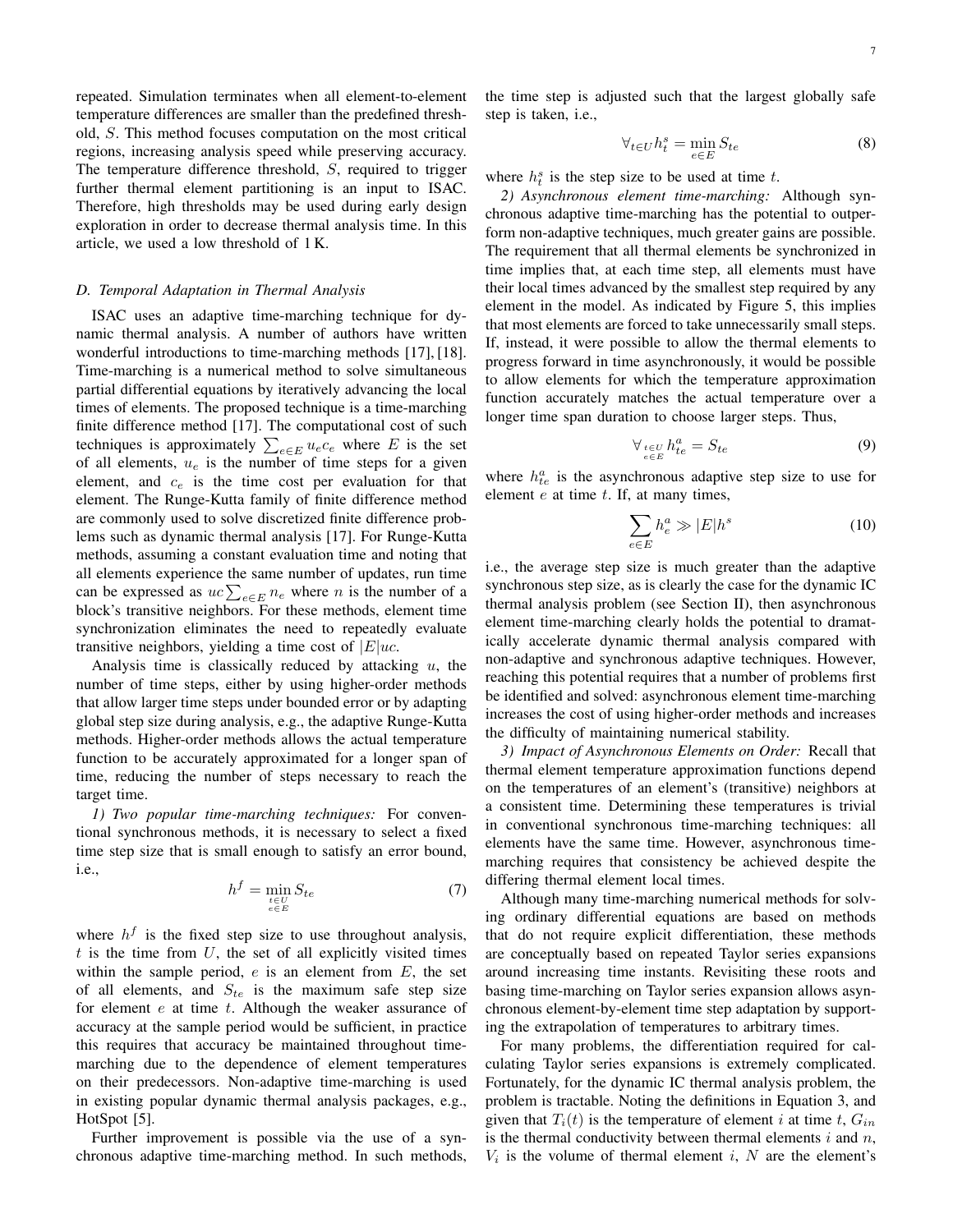repeated. Simulation terminates when all element-to-element temperature differences are smaller than the predefined threshold, $S$. This method focuses computation on the most critical regions, increasing analysis speed while preserving accuracy. The temperature difference threshold, $S$, required to trigger further thermal element partitioning is an input to ISAC. Therefore, high thresholds may be used during early design exploration in order to decrease thermal analysis time. In this article, we used a low threshold of 1 K.

### D. Temporal Adaptation in Thermal Analysis

ISAC uses an adaptive time-marching technique for dynamic thermal analysis. A number of authors have written wonderful introductions to time-marching methods [17], [18]. Time-marching is a numerical method to solve simultaneous partial differential equations by iteratively advancing the local times of elements. The proposed technique is a time-marching finite difference method [17]. The computational cost of such techniques is approximately $\sum_{e \in E} u_e c_e$ where $E$ is the set of all elements, $u_e$ is the number of time steps for a given element, and $c_e$ is the time cost per evaluation for that element. The Runge-Kutta family of finite difference method are commonly used to solve discretized finite difference problems such as dynamic thermal analysis [17]. For Runge-Kutta methods, assuming a constant evaluation time and noting that all elements experience the same number of updates, run time can be expressed as $uc \sum_{e \in E} n_e$ where $n$ is the number of a block's transitive neighbors. For these methods, element time synchronization eliminates the need to repeatedly evaluate transitive neighbors, yielding a time cost of $|E|uc$.

Analysis time is classically reduced by attacking $u$, the number of time steps, either by using higher-order methods that allow larger time steps under bounded error or by adapting global step size during analysis, e.g., the adaptive Runge-Kutta methods. Higher-order methods allows the actual temperature function to be accurately approximated for a longer span of time, reducing the number of steps necessary to reach the target time.

*1) Two popular time-marching techniques:* For conventional synchronous methods, it is necessary to select a fixed time step size that is small enough to satisfy an error bound, i.e.,

$$h^f = \min_{\substack{t \in U \\ e \in E}} S_{te} \tag{7}$$

where $h^f$ is the fixed step size to use throughout analysis, $t$ is the time from $U$, the set of all explicitly visited times within the sample period, $e$ is an element from $E$, the set of all elements, and $S_{te}$ is the maximum safe step size for element $e$ at time $t$. Although the weaker assurance of accuracy at the sample period would be sufficient, in practice this requires that accuracy be maintained throughout time-marching due to the dependence of element temperatures on their predecessors. Non-adaptive time-marching is used in existing popular dynamic thermal analysis packages, e.g., HotSpot [5].

Further improvement is possible via the use of a synchronous adaptive time-marching method. In such methods, the time step is adjusted such that the largest globally safe step is taken, i.e.,

$$\forall_{t \in U} h_t^s = \min_{e \in E} S_{te} \tag{8}$$

where $h_t^s$ is the step size to be used at time $t$.

*2) Asynchronous element time-marching:* Although synchronous adaptive time-marching has the potential to outperform non-adaptive techniques, much greater gains are possible. The requirement that all thermal elements be synchronized in time implies that, at each time step, all elements must have their local times advanced by the smallest step required by any element in the model. As indicated by Figure 5, this implies that most elements are forced to take unnecessarily small steps. If, instead, it were possible to allow the thermal elements to progress forward in time asynchronously, it would be possible to allow elements for which the temperature approximation function accurately matches the actual temperature over a longer time span duration to choose larger steps. Thus,

$$\forall_{\substack{t \in U \\ e \in E}} h_{te}^a = S_{te} \tag{9}$$

where $h_{te}^a$ is the asynchronous adaptive step size to use for element $e$ at time $t$. If, at many times,

$$\sum_{e \in E} h_e^a \gg |E| h^s \tag{10}$$

i.e., the average step size is much greater than the adaptive synchronous step size, as is clearly the case for the dynamic IC thermal analysis problem (see Section II), then asynchronous element time-marching clearly holds the potential to dramatically accelerate dynamic thermal analysis compared with non-adaptive and synchronous adaptive techniques. However, reaching this potential requires that a number of problems first be identified and solved: asynchronous element time-marching increases the cost of using higher-order methods and increases the difficulty of maintaining numerical stability.

*3) Impact of Asynchronous Elements on Order:* Recall that thermal element temperature approximation functions depend on the temperatures of an element's (transitive) neighbors at a consistent time. Determining these temperatures is trivial in conventional synchronous time-marching techniques: all elements have the same time. However, asynchronous time-marching requires that consistency be achieved despite the differing thermal element local times.

Although many time-marching numerical methods for solving ordinary differential equations are based on methods that do not require explicit differentiation, these methods are conceptually based on repeated Taylor series expansions around increasing time instants. Revisiting these roots and basing time-marching on Taylor series expansion allows asynchronous element-by-element time step adaptation by supporting the extrapolation of temperatures to arbitrary times.

For many problems, the differentiation required for calculating Taylor series expansions is extremely complicated. Fortunately, for the dynamic IC thermal analysis problem, the problem is tractable. Noting the definitions in Equation 3, and given that $T_i(t)$ is the temperature of element $i$ at time $t$, $G_{in}$ is the thermal conductivity between thermal elements $i$ and $n$, $V_i$ is the volume of thermal element $i$, $N$ are the element's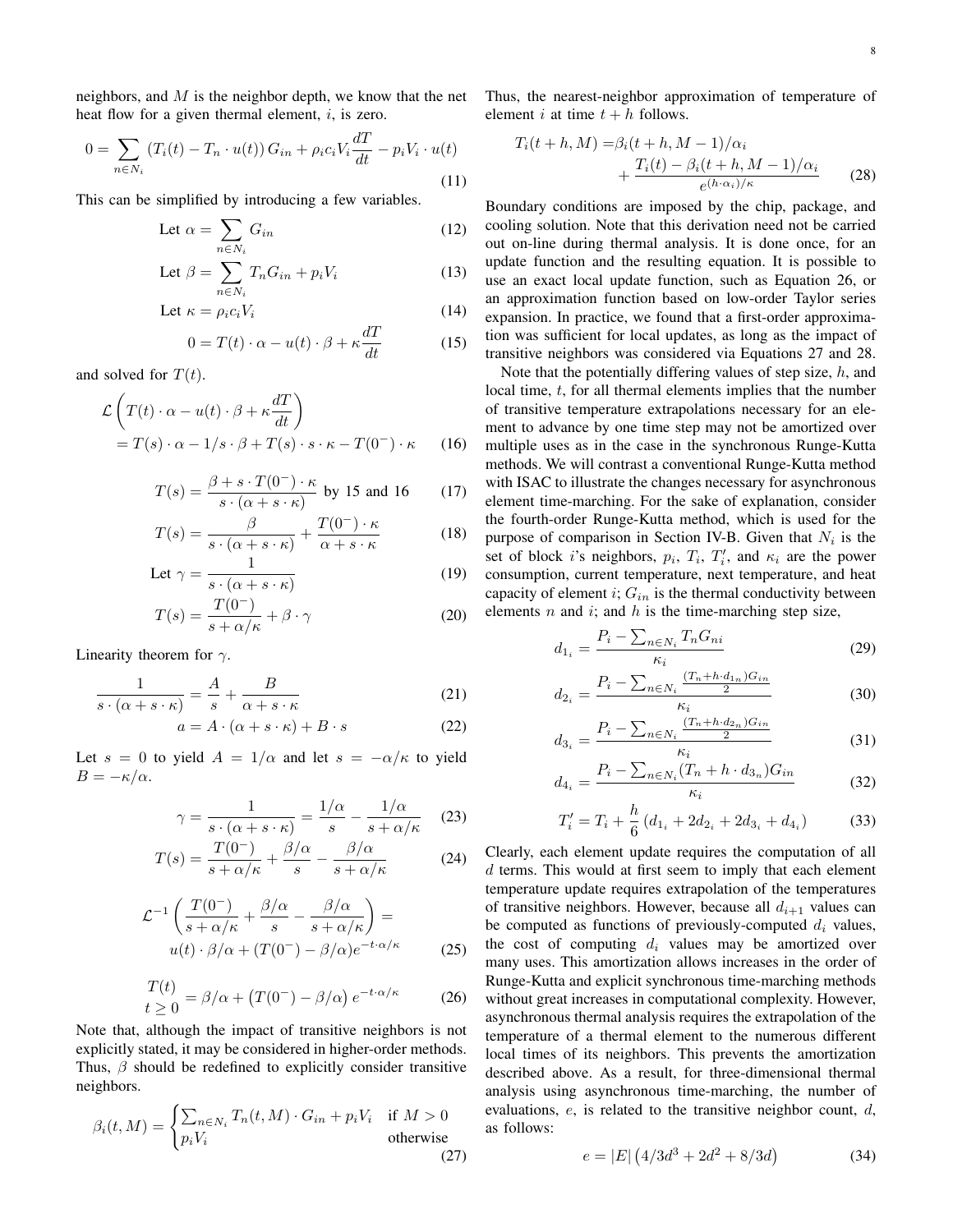neighbors, and $M$ is the neighbor depth, we know that the net heat flow for a given thermal element, $i$, is zero.

$$0 = \sum_{n \in N_i} \left(T_i(t) - T_n \cdot u(t)\right) G_{in} + \rho_i c_i V_i \frac{dT}{dt} - p_i V_i \cdot u(t) \tag{11}$$

This can be simplified by introducing a few variables.

$$\text{Let } \alpha = \sum_{n \in N_i} G_{in} \tag{12}$$

$$\text{Let } \beta = \sum_{n \in N_i} T_n G_{in} + p_i V_i \tag{13}$$

$$\text{Let } \kappa = \rho_i c_i V_i \tag{14}$$

$$0 = T(t) \cdot \alpha - u(t) \cdot \beta + \kappa \frac{dT}{dt} \tag{15}$$

and solved for $T(t)$.

$$\mathcal{L}\left(T(t) \cdot \alpha - u(t) \cdot \beta + \kappa \frac{dT}{dt}\right) = T(s) \cdot \alpha - 1/s \cdot \beta + T(s) \cdot s \cdot \kappa - T(0^-) \cdot \kappa \tag{16}$$

$$T(s) = \frac{\beta + s \cdot T(0^-) \cdot \kappa}{s \cdot (\alpha + s \cdot \kappa)} \text{ by 15 and 16} \tag{17}$$

$$T(s) = \frac{\beta}{s \cdot (\alpha + s \cdot \kappa)} + \frac{T(0^-) \cdot \kappa}{\alpha + s \cdot \kappa} \tag{18}$$

$$\text{Let } \gamma = \frac{1}{s \cdot (\alpha + s \cdot \kappa)} \tag{19}$$

$$T(s) = \frac{T(0^-)}{s + \alpha/\kappa} + \beta \cdot \gamma \tag{20}$$

Linearity theorem for $\gamma$.

$$\frac{1}{s \cdot (\alpha + s \cdot \kappa)} = \frac{A}{s} + \frac{B}{\alpha + s \cdot \kappa} \tag{21}$$

$$a = A \cdot (\alpha + s \cdot \kappa) + B \cdot s \tag{22}$$

Let $s = 0$ to yield $A = 1/\alpha$ and let $s = -\alpha/\kappa$ to yield $B = -\kappa/\alpha$.

$$\gamma = \frac{1}{s \cdot (\alpha + s \cdot \kappa)} = \frac{1/\alpha}{s} - \frac{1/\alpha}{s + \alpha/\kappa} \tag{23}$$

$$T(s) = \frac{T(0^-)}{s + \alpha/\kappa} + \frac{\beta/\alpha}{s} - \frac{\beta/\alpha}{s + \alpha/\kappa} \tag{24}$$

$$\mathcal{L}^{-1}\left(\frac{T(0^-)}{s + \alpha/\kappa} + \frac{\beta/\alpha}{s} - \frac{\beta/\alpha}{s + \alpha/\kappa}\right) = u(t) \cdot \beta/\alpha + (T(0^-) - \beta/\alpha)e^{-t \cdot \alpha/\kappa} \tag{25}$$

$$\underset{t \geq 0}{T(t)} = \beta/\alpha + \left(T(0^-) - \beta/\alpha\right) e^{-t \cdot \alpha/\kappa} \tag{26}$$

Note that, although the impact of transitive neighbors is not explicitly stated, it may be considered in higher-order methods. Thus, $\beta$ should be redefined to explicitly consider transitive neighbors.

$$\beta_i(t, M) = \begin{cases} \sum_{n \in N_i} T_n(t, M) \cdot G_{in} + p_i V_i & \text{if } M > 0 \\ p_i V_i & \text{otherwise} \end{cases} \tag{27}$$

Thus, the nearest-neighbor approximation of temperature of element $i$ at time $t + h$ follows.

$$T_i(t + h, M) = \beta_i(t + h, M - 1)/\alpha_i + \frac{T_i(t) - \beta_i(t + h, M - 1)/\alpha_i}{e^{(h \cdot \alpha_i)/\kappa}} \tag{28}$$

Boundary conditions are imposed by the chip, package, and cooling solution. Note that this derivation need not be carried out on-line during thermal analysis. It is done once, for an update function and the resulting equation. It is possible to use an exact local update function, such as Equation 26, or an approximation function based on low-order Taylor series expansion. In practice, we found that a first-order approximation was sufficient for local updates, as long as the impact of transitive neighbors was considered via Equations 27 and 28.

Note that the potentially differing values of step size, $h$, and local time, $t$, for all thermal elements implies that the number of transitive temperature extrapolations necessary for an element to advance by one time step may not be amortized over multiple uses as in the case in the synchronous Runge-Kutta methods. We will contrast a conventional Runge-Kutta method with ISAC to illustrate the changes necessary for asynchronous element time-marching. For the sake of explanation, consider the fourth-order Runge-Kutta method, which is used for the purpose of comparison in Section IV-B. Given that $N_i$ is the set of block $i$'s neighbors, $p_i$, $T_i$, $T_i'$, and $\kappa_i$ are the power consumption, current temperature, next temperature, and heat capacity of element $i$; $G_{in}$ is the thermal conductivity between elements $n$ and $i$; and $h$ is the time-marching step size,

$$d_{1_i} = \frac{P_i - \sum_{n \in N_i} T_n G_{ni}}{\kappa_i} \tag{29}$$

$$d_{2_i} = \frac{P_i - \sum_{n \in N_i} \frac{(T_n + h \cdot d_{1_n}) G_{in}}{2}}{\kappa_i} \tag{30}$$

$$d_{3_i} = \frac{P_i - \sum_{n \in N_i} \frac{(T_n + h \cdot d_{2_n}) G_{in}}{2}}{\kappa_i} \tag{31}$$

$$d_{4_i} = \frac{P_i - \sum_{n \in N_i} (T_n + h \cdot d_{3_n}) G_{in}}{\kappa_i} \tag{32}$$

$$T_i' = T_i + \frac{h}{6}\left(d_{1_i} + 2d_{2_i} + 2d_{3_i} + d_{4_i}\right) \tag{33}$$

Clearly, each element update requires the computation of all $d$ terms. This would at first seem to imply that each element temperature update requires extrapolation of the temperatures of transitive neighbors. However, because all $d_{i+1}$ values can be computed as functions of previously-computed $d_i$ values, the cost of computing $d_i$ values may be amortized over many uses. This amortization allows increases in the order of Runge-Kutta and explicit synchronous time-marching methods without great increases in computational complexity. However, asynchronous thermal analysis requires the extrapolation of the temperature of a thermal element to the numerous different local times of its neighbors. This prevents the amortization described above. As a result, for three-dimensional thermal analysis using asynchronous time-marching, the number of evaluations, $e$, is related to the transitive neighbor count, $d$, as follows:

$$e = |E|\left(4/3d^3 + 2d^2 + 8/3d\right) \tag{34}$$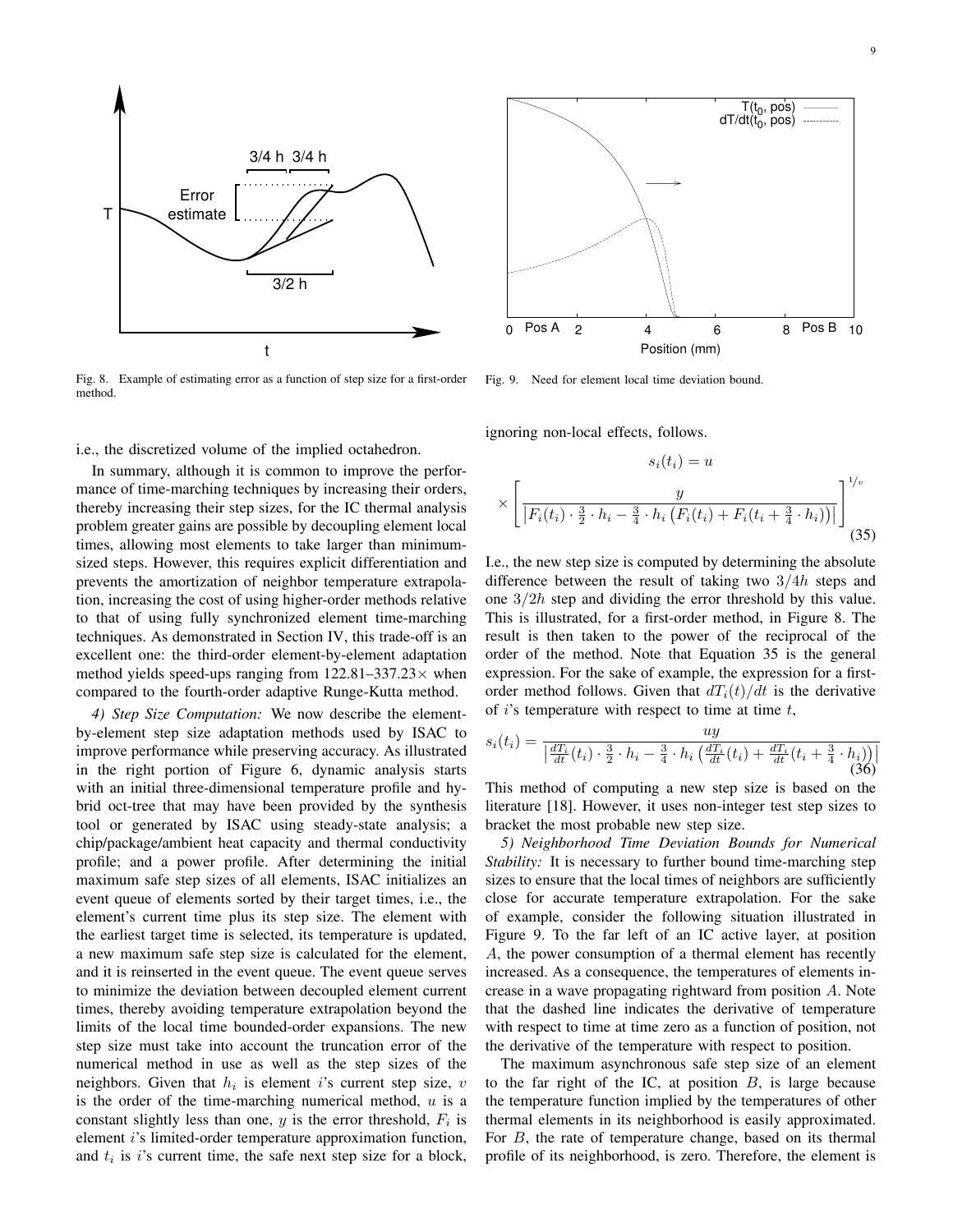Fig. 8. Example of estimating error as a function of step size for a first-order method.

Fig. 9. Need for element local time deviation bound.

i.e., the discretized volume of the implied octahedron.

In summary, although it is common to improve the performance of time-marching techniques by increasing their orders, thereby increasing their step sizes, for the IC thermal analysis problem greater gains are possible by decoupling element local times, allowing most elements to take larger than minimum-sized steps. However, this requires explicit differentiation and prevents the amortization of neighbor temperature extrapolation, increasing the cost of using higher-order methods relative to that of using fully synchronized element time-marching techniques. As demonstrated in Section IV, this trade-off is an excellent one: the third-order element-by-element adaptation method yields speed-ups ranging from 122.81–337.23× when compared to the fourth-order adaptive Runge-Kutta method.

*4) Step Size Computation:* We now describe the element-by-element step size adaptation methods used by ISAC to improve performance while preserving accuracy. As illustrated in the right portion of Figure 6, dynamic analysis starts with an initial three-dimensional temperature profile and hybrid oct-tree that may have been provided by the synthesis tool or generated by ISAC using steady-state analysis; a chip/package/ambient heat capacity and thermal conductivity profile; and a power profile. After determining the initial maximum safe step sizes of all elements, ISAC initializes an event queue of elements sorted by their target times, i.e., the element's current time plus its step size. The element with the earliest target time is selected, its temperature is updated, a new maximum safe step size is calculated for the element, and it is reinserted in the event queue. The event queue serves to minimize the deviation between decoupled element current times, thereby avoiding temperature extrapolation beyond the limits of the local time bounded-order expansions. The new step size must take into account the truncation error of the numerical method in use as well as the step sizes of the neighbors. Given that $h_i$ is element $i$'s current step size, $v$ is the order of the time-marching numerical method, $u$ is a constant slightly less than one, $y$ is the error threshold, $F_i$ is element $i$'s limited-order temperature approximation function, and $t_i$ is $i$'s current time, the safe next step size for a block, ignoring non-local effects, follows.

$$s_i(t_i) = u \times \left[ \frac{y}{\left| F_i(t_i) \cdot \frac{3}{2} \cdot h_i - \frac{3}{4} \cdot h_i \left( F_i(t_i) + F_i(t_i + \frac{3}{4} \cdot h_i) \right) \right|} \right]^{1/v} \tag{35}$$

I.e., the new step size is computed by determining the absolute difference between the result of taking two $3/4h$ steps and one $3/2h$ step and dividing the error threshold by this value. This is illustrated, for a first-order method, in Figure 8. The result is then taken to the power of the reciprocal of the order of the method. Note that Equation 35 is the general expression. For the sake of example, the expression for a first-order method follows. Given that $dT_i(t)/dt$ is the derivative of $i$'s temperature with respect to time at time $t$,

$$s_i(t_i) = \frac{uy}{\left| \frac{dT_i}{dt}(t_i) \cdot \frac{3}{2} \cdot h_i - \frac{3}{4} \cdot h_i \left( \frac{dT_i}{dt}(t_i) + \frac{dT_i}{dt}(t_i + \frac{3}{4} \cdot h_i) \right) \right|} \tag{36}$$

This method of computing a new step size is based on the literature [18]. However, it uses non-integer test step sizes to bracket the most probable new step size.

*5) Neighborhood Time Deviation Bounds for Numerical Stability:* It is necessary to further bound time-marching step sizes to ensure that the local times of neighbors are sufficiently close for accurate temperature extrapolation. For the sake of example, consider the following situation illustrated in Figure 9. To the far left of an IC active layer, at position $A$, the power consumption of a thermal element has recently increased. As a consequence, the temperatures of elements increase in a wave propagating rightward from position $A$. Note that the dashed line indicates the derivative of temperature with respect to time at time zero as a function of position, not the derivative of the temperature with respect to position.

The maximum asynchronous safe step size of an element to the far right of the IC, at position $B$, is large because the temperature function implied by the temperatures of other thermal elements in its neighborhood is easily approximated. For $B$, the rate of temperature change, based on its thermal profile of its neighborhood, is zero. Therefore, the element is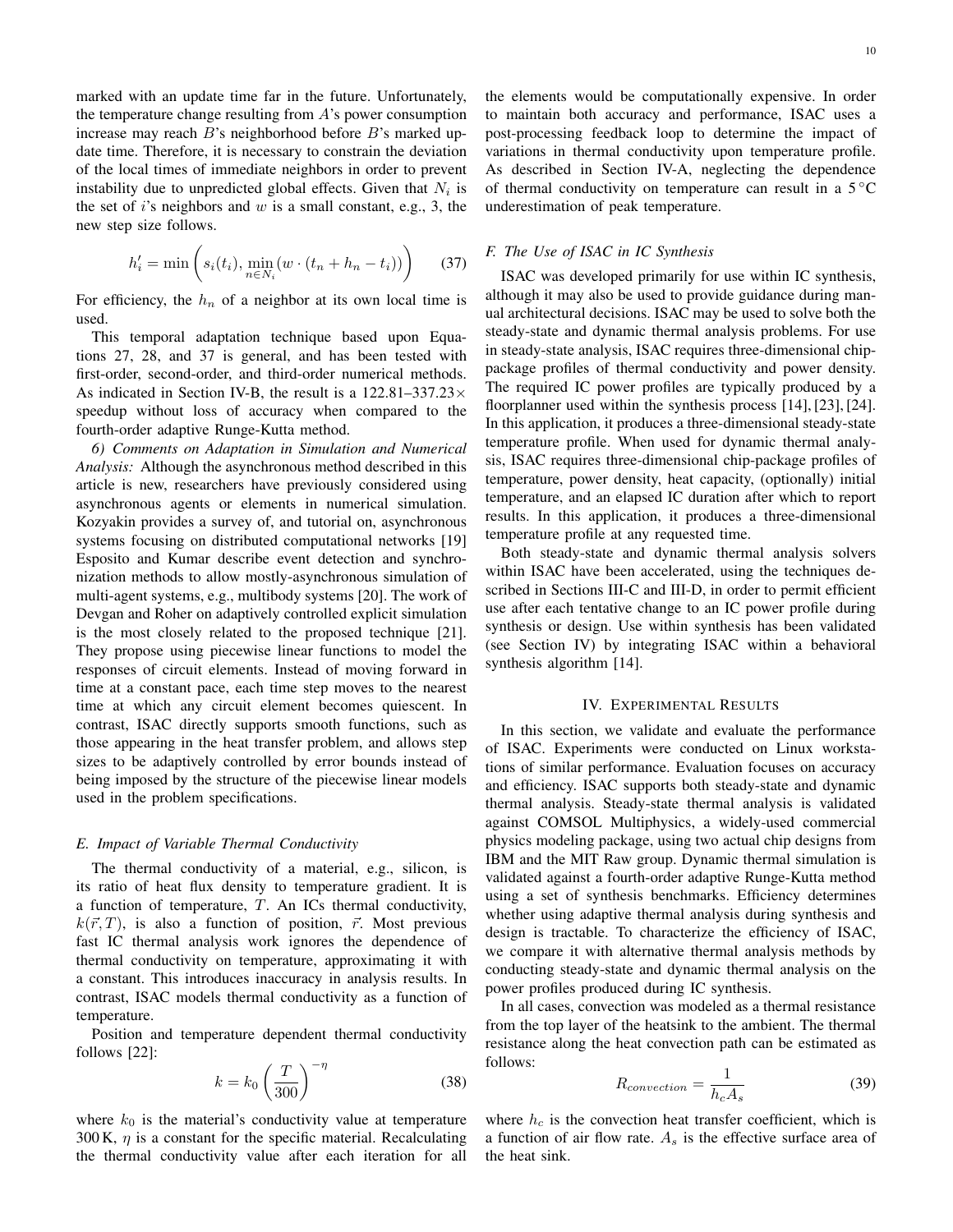marked with an update time far in the future. Unfortunately, the temperature change resulting from $A$'s power consumption increase may reach $B$'s neighborhood before $B$'s marked update time. Therefore, it is necessary to constrain the deviation of the local times of immediate neighbors in order to prevent instability due to unpredicted global effects. Given that $N_i$ is the set of $i$'s neighbors and $w$ is a small constant, e.g., 3, the new step size follows.

$$h'_i = \min\left(s_i(t_i), \min_{n \in N_i}\left(w \cdot (t_n + h_n - t_i)\right)\right) \tag{37}$$

For efficiency, the $h_n$ of a neighbor at its own local time is used.

This temporal adaptation technique based upon Equations 27, 28, and 37 is general, and has been tested with first-order, second-order, and third-order numerical methods. As indicated in Section IV-B, the result is a 122.81–337.23× speedup without loss of accuracy when compared to the fourth-order adaptive Runge-Kutta method.

*6) Comments on Adaptation in Simulation and Numerical Analysis:* Although the asynchronous method described in this article is new, researchers have previously considered using asynchronous agents or elements in numerical simulation. Kozyakin provides a survey of, and tutorial on, asynchronous systems focusing on distributed computational networks [19] Esposito and Kumar describe event detection and synchronization methods to allow mostly-asynchronous simulation of multi-agent systems, e.g., multibody systems [20]. The work of Devgan and Roher on adaptively controlled explicit simulation is the most closely related to the proposed technique [21]. They propose using piecewise linear functions to model the responses of circuit elements. Instead of moving forward in time at a constant pace, each time step moves to the nearest time at which any circuit element becomes quiescent. In contrast, ISAC directly supports smooth functions, such as those appearing in the heat transfer problem, and allows step sizes to be adaptively controlled by error bounds instead of being imposed by the structure of the piecewise linear models used in the problem specifications.

### E. Impact of Variable Thermal Conductivity

The thermal conductivity of a material, e.g., silicon, is its ratio of heat flux density to temperature gradient. It is a function of temperature, $T$. An ICs thermal conductivity, $k(\vec{r}, T)$, is also a function of position, $\vec{r}$. Most previous fast IC thermal analysis work ignores the dependence of thermal conductivity on temperature, approximating it with a constant. This introduces inaccuracy in analysis results. In contrast, ISAC models thermal conductivity as a function of temperature.

Position and temperature dependent thermal conductivity follows [22]:

$$k = k_0 \left(\frac{T}{300}\right)^{-\eta} \tag{38}$$

where $k_0$ is the material's conductivity value at temperature 300 K, $\eta$ is a constant for the specific material. Recalculating the thermal conductivity value after each iteration for all the elements would be computationally expensive. In order to maintain both accuracy and performance, ISAC uses a post-processing feedback loop to determine the impact of variations in thermal conductivity upon temperature profile. As described in Section IV-A, neglecting the dependence of thermal conductivity on temperature can result in a 5 °C underestimation of peak temperature.

### F. The Use of ISAC in IC Synthesis

ISAC was developed primarily for use within IC synthesis, although it may also be used to provide guidance during manual architectural decisions. ISAC may be used to solve both the steady-state and dynamic thermal analysis problems. For use in steady-state analysis, ISAC requires three-dimensional chip-package profiles of thermal conductivity and power density. The required IC power profiles are typically produced by a floorplanner used within the synthesis process [14], [23], [24]. In this application, it produces a three-dimensional steady-state temperature profile. When used for dynamic thermal analysis, ISAC requires three-dimensional chip-package profiles of temperature, power density, heat capacity, (optionally) initial temperature, and an elapsed IC duration after which to report results. In this application, it produces a three-dimensional temperature profile at any requested time.

Both steady-state and dynamic thermal analysis solvers within ISAC have been accelerated, using the techniques described in Sections III-C and III-D, in order to permit efficient use after each tentative change to an IC power profile during synthesis or design. Use within synthesis has been validated (see Section IV) by integrating ISAC within a behavioral synthesis algorithm [14].

## IV. Experimental Results

In this section, we validate and evaluate the performance of ISAC. Experiments were conducted on Linux workstations of similar performance. Evaluation focuses on accuracy and efficiency. ISAC supports both steady-state and dynamic thermal analysis. Steady-state thermal analysis is validated against COMSOL Multiphysics, a widely-used commercial physics modeling package, using two actual chip designs from IBM and the MIT Raw group. Dynamic thermal simulation is validated against a fourth-order adaptive Runge-Kutta method using a set of synthesis benchmarks. Efficiency determines whether using adaptive thermal analysis during synthesis and design is tractable. To characterize the efficiency of ISAC, we compare it with alternative thermal analysis methods by conducting steady-state and dynamic thermal analysis on the power profiles produced during IC synthesis.

In all cases, convection was modeled as a thermal resistance from the top layer of the heatsink to the ambient. The thermal resistance along the heat convection path can be estimated as follows:

$$R_{convection} = \frac{1}{h_c A_s} \tag{39}$$

where $h_c$ is the convection heat transfer coefficient, which is a function of air flow rate. $A_s$ is the effective surface area of the heat sink.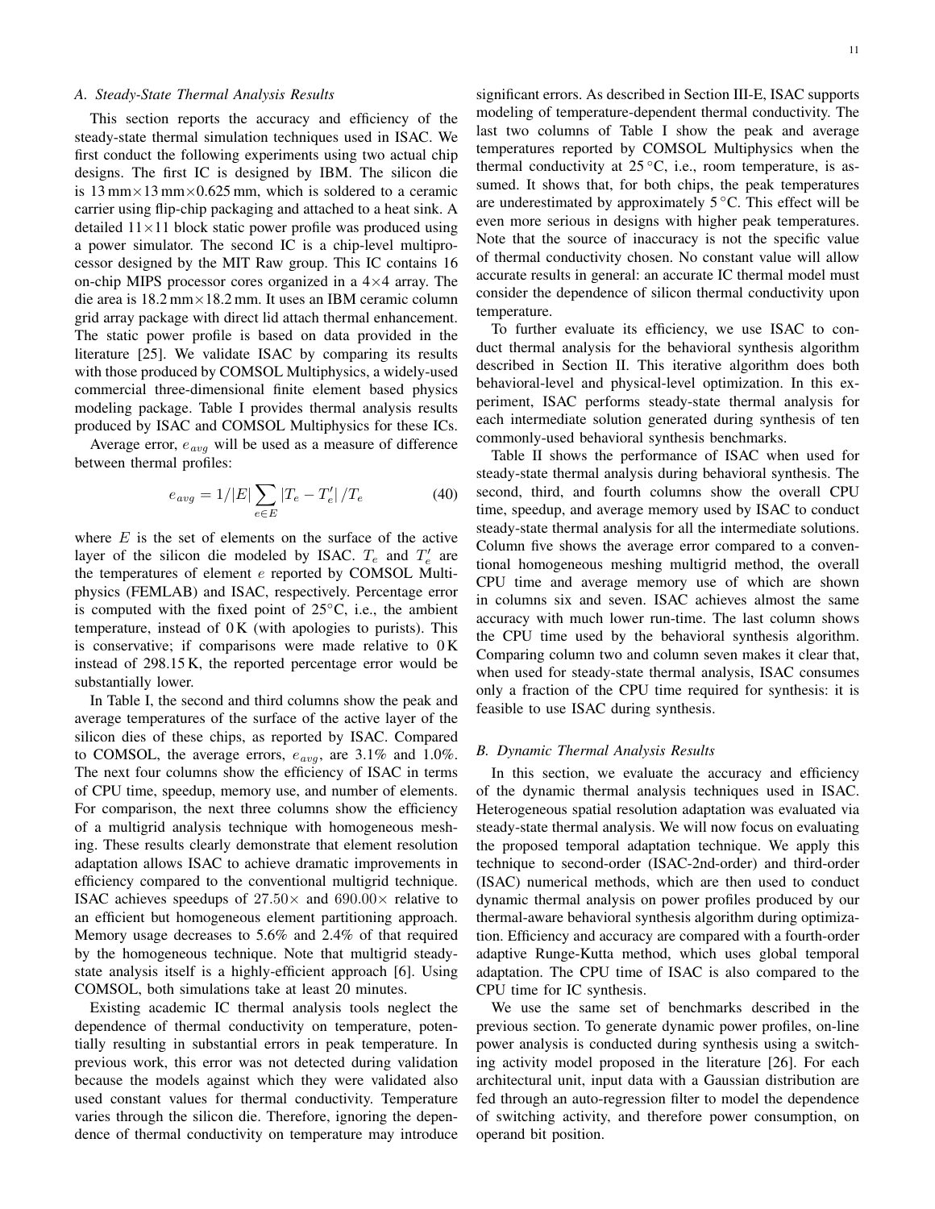### A. Steady-State Thermal Analysis Results

This section reports the accuracy and efficiency of the steady-state thermal simulation techniques used in ISAC. We first conduct the following experiments using two actual chip designs. The first IC is designed by IBM. The silicon die is 13 mm×13 mm×0.625 mm, which is soldered to a ceramic carrier using flip-chip packaging and attached to a heat sink. A detailed 11×11 block static power profile was produced using a power simulator. The second IC is a chip-level multiprocessor designed by the MIT Raw group. This IC contains 16 on-chip MIPS processor cores organized in a 4×4 array. The die area is 18.2 mm×18.2 mm. It uses an IBM ceramic column grid array package with direct lid attach thermal enhancement. The static power profile is based on data provided in the literature [25]. We validate ISAC by comparing its results with those produced by COMSOL Multiphysics, a widely-used commercial three-dimensional finite element based physics modeling package. Table I provides thermal analysis results produced by ISAC and COMSOL Multiphysics for these ICs.

Average error, $e_{avg}$ will be used as a measure of difference between thermal profiles:

$$e_{avg} = 1/|E| \sum_{e \in E} |T_e - T'_e| / T_e \tag{40}$$

where $E$ is the set of elements on the surface of the active layer of the silicon die modeled by ISAC. $T_e$ and $T'_e$ are the temperatures of element $e$ reported by COMSOL Multiphysics (FEMLAB) and ISAC, respectively. Percentage error is computed with the fixed point of 25°C, i.e., the ambient temperature, instead of 0 K (with apologies to purists). This is conservative; if comparisons were made relative to 0 K instead of 298.15 K, the reported percentage error would be substantially lower.

In Table I, the second and third columns show the peak and average temperatures of the surface of the active layer of the silicon dies of these chips, as reported by ISAC. Compared to COMSOL, the average errors, $e_{avg}$, are 3.1% and 1.0%. The next four columns show the efficiency of ISAC in terms of CPU time, speedup, memory use, and number of elements. For comparison, the next three columns show the efficiency of a multigrid analysis technique with homogeneous meshing. These results clearly demonstrate that element resolution adaptation allows ISAC to achieve dramatic improvements in efficiency compared to the conventional multigrid technique. ISAC achieves speedups of 27.50× and 690.00× relative to an efficient but homogeneous element partitioning approach. Memory usage decreases to 5.6% and 2.4% of that required by the homogeneous technique. Note that multigrid steady-state analysis itself is a highly-efficient approach [6]. Using COMSOL, both simulations take at least 20 minutes.

Existing academic IC thermal analysis tools neglect the dependence of thermal conductivity on temperature, potentially resulting in substantial errors in peak temperature. In previous work, this error was not detected during validation because the models against which they were validated also used constant values for thermal conductivity. Temperature varies through the silicon die. Therefore, ignoring the dependence of thermal conductivity on temperature may introduce significant errors. As described in Section III-E, ISAC supports modeling of temperature-dependent thermal conductivity. The last two columns of Table I show the peak and average temperatures reported by COMSOL Multiphysics when the thermal conductivity at 25 °C, i.e., room temperature, is assumed. It shows that, for both chips, the peak temperatures are underestimated by approximately 5 °C. This effect will be even more serious in designs with higher peak temperatures. Note that the source of inaccuracy is not the specific value of thermal conductivity chosen. No constant value will allow accurate results in general: an accurate IC thermal model must consider the dependence of silicon thermal conductivity upon temperature.

To further evaluate its efficiency, we use ISAC to conduct thermal analysis for the behavioral synthesis algorithm described in Section II. This iterative algorithm does both behavioral-level and physical-level optimization. In this experiment, ISAC performs steady-state thermal analysis for each intermediate solution generated during synthesis of ten commonly-used behavioral synthesis benchmarks.

Table II shows the performance of ISAC when used for steady-state thermal analysis during behavioral synthesis. The second, third, and fourth columns show the overall CPU time, speedup, and average memory used by ISAC to conduct steady-state thermal analysis for all the intermediate solutions. Column five shows the average error compared to a conventional homogeneous meshing multigrid method, the overall CPU time and average memory use of which are shown in columns six and seven. ISAC achieves almost the same accuracy with much lower run-time. The last column shows the CPU time used by the behavioral synthesis algorithm. Comparing column two and column seven makes it clear that, when used for steady-state thermal analysis, ISAC consumes only a fraction of the CPU time required for synthesis: it is feasible to use ISAC during synthesis.

### B. Dynamic Thermal Analysis Results

In this section, we evaluate the accuracy and efficiency of the dynamic thermal analysis techniques used in ISAC. Heterogeneous spatial resolution adaptation was evaluated via steady-state thermal analysis. We will now focus on evaluating the proposed temporal adaptation technique. We apply this technique to second-order (ISAC-2nd-order) and third-order (ISAC) numerical methods, which are then used to conduct dynamic thermal analysis on power profiles produced by our thermal-aware behavioral synthesis algorithm during optimization. Efficiency and accuracy are compared with a fourth-order adaptive Runge-Kutta method, which uses global temporal adaptation. The CPU time of ISAC is also compared to the CPU time for IC synthesis.

We use the same set of benchmarks described in the previous section. To generate dynamic power profiles, on-line power analysis is conducted during synthesis using a switching activity model proposed in the literature [26]. For each architectural unit, input data with a Gaussian distribution are fed through an auto-regression filter to model the dependence of switching activity, and therefore power consumption, on operand bit position.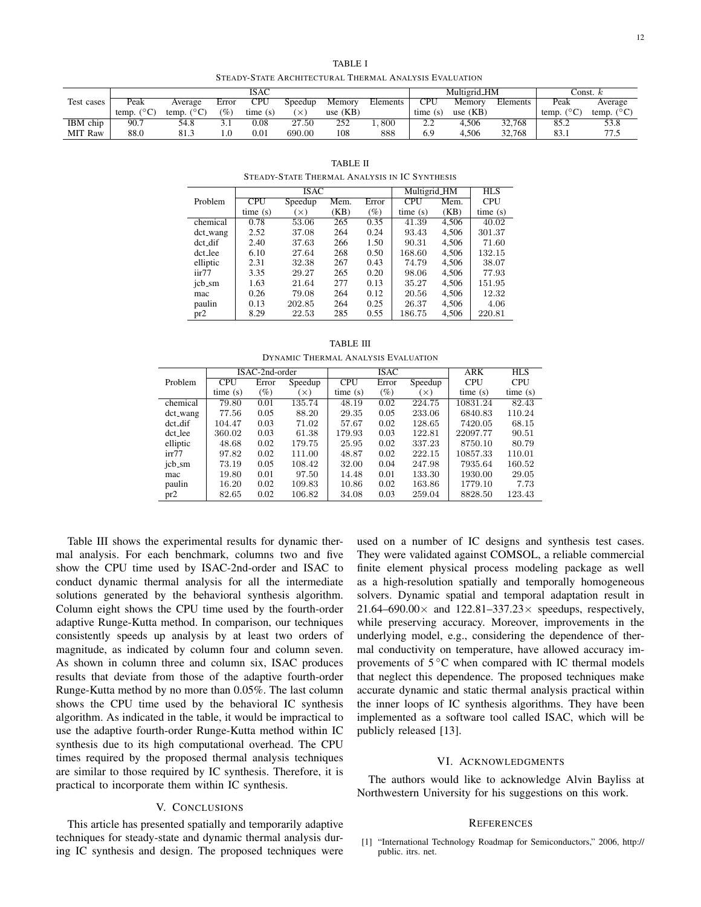TABLE I

STEADY-STATE ARCHITECTURAL THERMAL ANALYSIS EVALUATION

| Test cases | ISAC | | | | | | | Multigrid_HM | | | Const. $k$ | |
|---|---|---|---|---|---|---|---|---|---|---|---|---|
| | Peak temp. (°C) | Average temp. (°C) | Error (%) | CPU time (s) | Speedup (×) | Memory use (KB) | Elements | CPU time (s) | Memory use (KB) | Elements | Peak temp. (°C) | Average temp. (°C) |
| IBM chip | 90.7 | 54.8 | 3.1 | 0.08 | 27.50 | 252 | 1,800 | 2.2 | 4,506 | 32,768 | 85.2 | 53.8 |
| MIT Raw | 88.0 | 81.3 | 1.0 | 0.01 | 690.00 | 108 | 888 | 6.9 | 4,506 | 32,768 | 83.1 | 77.5 |

TABLE II

STEADY-STATE THERMAL ANALYSIS IN IC SYNTHESIS

| Problem | ISAC | | | | Multigrid_HM | | HLS |
|---|---|---|---|---|---|---|---|
| | CPU time (s) | Speedup (×) | Mem. (KB) | Error (%) | CPU time (s) | Mem. (KB) | CPU time (s) |
| chemical | 0.78 | 53.06 | 265 | 0.35 | 41.39 | 4,506 | 40.02 |
| dct_wang | 2.52 | 37.08 | 264 | 0.24 | 93.43 | 4,506 | 301.37 |
| dct_dif | 2.40 | 37.63 | 266 | 1.50 | 90.31 | 4,506 | 71.60 |
| dct_lee | 6.10 | 27.64 | 268 | 0.50 | 168.60 | 4,506 | 132.15 |
| elliptic | 2.31 | 32.38 | 267 | 0.43 | 74.79 | 4,506 | 38.07 |
| iir77 | 3.35 | 29.27 | 265 | 0.20 | 98.06 | 4,506 | 77.93 |
| jcb_sm | 1.63 | 21.64 | 277 | 0.13 | 35.27 | 4,506 | 151.95 |
| mac | 0.26 | 79.08 | 264 | 0.12 | 20.56 | 4,506 | 12.32 |
| paulin | 0.13 | 202.85 | 264 | 0.25 | 26.37 | 4,506 | 4.06 |
| pr2 | 8.29 | 22.53 | 285 | 0.55 | 186.75 | 4,506 | 220.81 |

TABLE III

DYNAMIC THERMAL ANALYSIS EVALUATION

| Problem | ISAC-2nd-order | | | ISAC | | | ARK | HLS |
|---|---|---|---|---|---|---|---|---|
| | CPU time (s) | Error (%) | Speedup (×) | CPU time (s) | Error (%) | Speedup (×) | CPU time (s) | CPU time (s) |
| chemical | 79.80 | 0.01 | 135.74 | 48.19 | 0.02 | 224.75 | 10831.24 | 82.43 |
| dct_wang | 77.56 | 0.05 | 88.20 | 29.35 | 0.05 | 233.06 | 6840.83 | 110.24 |
| dct_dif | 104.47 | 0.03 | 71.02 | 57.67 | 0.02 | 128.65 | 7420.05 | 68.15 |
| dct_lee | 360.02 | 0.03 | 61.38 | 179.93 | 0.03 | 122.81 | 22097.77 | 90.51 |
| elliptic | 48.68 | 0.02 | 179.75 | 25.95 | 0.02 | 337.23 | 8750.10 | 80.79 |
| irr77 | 97.82 | 0.02 | 111.00 | 48.87 | 0.02 | 222.15 | 10857.33 | 110.01 |
| jcb_sm | 73.19 | 0.05 | 108.42 | 32.00 | 0.04 | 247.98 | 7935.64 | 160.52 |
| mac | 19.80 | 0.01 | 97.50 | 14.48 | 0.01 | 133.30 | 1930.00 | 29.05 |
| paulin | 16.20 | 0.02 | 109.83 | 10.86 | 0.02 | 163.86 | 1779.10 | 7.73 |
| pr2 | 82.65 | 0.02 | 106.82 | 34.08 | 0.03 | 259.04 | 8828.50 | 123.43 |

Table III shows the experimental results for dynamic thermal analysis. For each benchmark, columns two and five show the CPU time used by ISAC-2nd-order and ISAC to conduct dynamic thermal analysis for all the intermediate solutions generated by the behavioral synthesis algorithm. Column eight shows the CPU time used by the fourth-order adaptive Runge-Kutta method. In comparison, our techniques consistently speeds up analysis by at least two orders of magnitude, as indicated by column four and column seven. As shown in column three and column six, ISAC produces results that deviate from those of the adaptive fourth-order Runge-Kutta method by no more than 0.05%. The last column shows the CPU time used by the behavioral IC synthesis algorithm. As indicated in the table, it would be impractical to use the adaptive fourth-order Runge-Kutta method within IC synthesis due to its high computational overhead. The CPU times required by the proposed thermal analysis techniques are similar to those required by IC synthesis. Therefore, it is practical to incorporate them within IC synthesis.

## V. CONCLUSIONS

This article has presented spatially and temporarily adaptive techniques for steady-state and dynamic thermal analysis during IC synthesis and design. The proposed techniques were used on a number of IC designs and synthesis test cases. They were validated against COMSOL, a reliable commercial finite element physical process modeling package as well as a high-resolution spatially and temporally homogeneous solvers. Dynamic spatial and temporal adaptation result in 21.64–690.00× and 122.81–337.23× speedups, respectively, while preserving accuracy. Moreover, improvements in the underlying model, e.g., considering the dependence of thermal conductivity on temperature, have allowed accuracy improvements of 5 °C when compared with IC thermal models that neglect this dependence. The proposed techniques make accurate dynamic and static thermal analysis practical within the inner loops of IC synthesis algorithms. They have been implemented as a software tool called ISAC, which will be publicly released [13].

## VI. ACKNOWLEDGMENTS

The authors would like to acknowledge Alvin Bayliss at Northwestern University for his suggestions on this work.

## REFERENCES

[1] "International Technology Roadmap for Semiconductors," 2006, http:// public. itrs. net.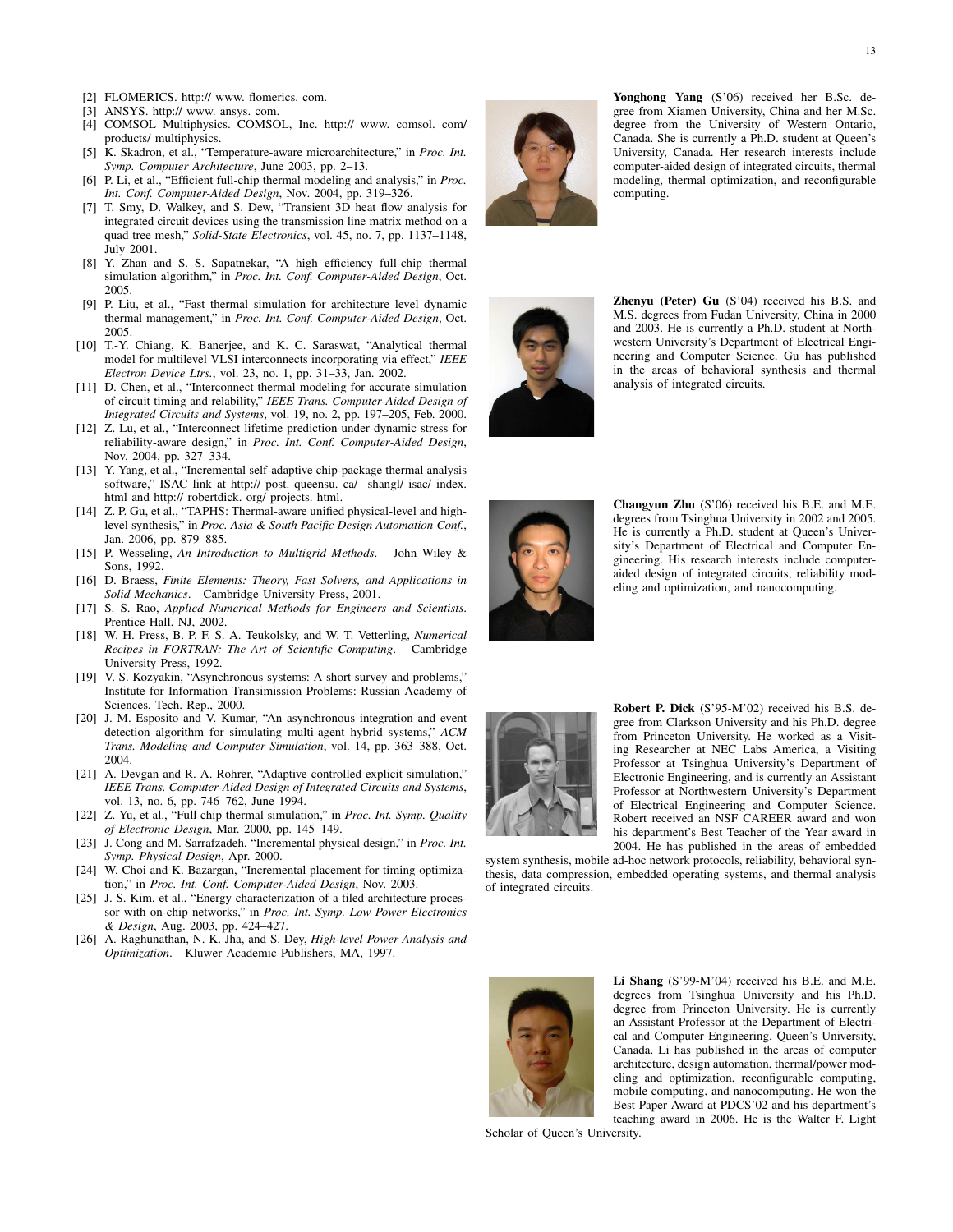[2] FLOMERICS. http:// www. flomerics. com.

[3] ANSYS. http:// www. ansys. com.

[4] COMSOL Multiphysics. COMSOL, Inc. http:// www. comsol. com/ products/ multiphysics.

[5] K. Skadron, et al., "Temperature-aware microarchitecture," in *Proc. Int. Symp. Computer Architecture*, June 2003, pp. 2–13.

[6] P. Li, et al., "Efficient full-chip thermal modeling and analysis," in *Proc. Int. Conf. Computer-Aided Design*, Nov. 2004, pp. 319–326.

[7] T. Smy, D. Walkey, and S. Dew, "Transient 3D heat flow analysis for integrated circuit devices using the transmission line matrix method on a quad tree mesh," *Solid-State Electronics*, vol. 45, no. 7, pp. 1137–1148, July 2001.

[8] Y. Zhan and S. S. Sapatnekar, "A high efficiency full-chip thermal simulation algorithm," in *Proc. Int. Conf. Computer-Aided Design*, Oct. 2005.

[9] P. Liu, et al., "Fast thermal simulation for architecture level dynamic thermal management," in *Proc. Int. Conf. Computer-Aided Design*, Oct. 2005.

[10] T.-Y. Chiang, K. Banerjee, and K. C. Saraswat, "Analytical thermal model for multilevel VLSI interconnects incorporating via effect," *IEEE Electron Device Ltrs.*, vol. 23, no. 1, pp. 31–33, Jan. 2002.

[11] D. Chen, et al., "Interconnect thermal modeling for accurate simulation of circuit timing and reliability," *IEEE Trans. Computer-Aided Design of Integrated Circuits and Systems*, vol. 19, no. 2, pp. 197–205, Feb. 2000.

[12] Z. Lu, et al., "Interconnect lifetime prediction under dynamic stress for reliability-aware design," in *Proc. Int. Conf. Computer-Aided Design*, Nov. 2004, pp. 327–334.

[13] Y. Yang, et al., "Incremental self-adaptive chip-package thermal analysis software," ISAC link at http:// post. queensu. ca/ shangl/ isac/ index. html and http:// robertdick. org/ projects. html.

[14] Z. P. Gu, et al., "TAPHS: Thermal-aware unified physical-level and high-level synthesis," in *Proc. Asia & South Pacific Design Automation Conf.*, Jan. 2006, pp. 879–885.

[15] P. Wesseling, *An Introduction to Multigrid Methods*. John Wiley & Sons, 1992.

[16] D. Braess, *Finite Elements: Theory, Fast Solvers, and Applications in Solid Mechanics*. Cambridge University Press, 2001.

[17] S. S. Rao, *Applied Numerical Methods for Engineers and Scientists*. Prentice-Hall, NJ, 2002.

[18] W. H. Press, B. P. F. S. A. Teukolsky, and W. T. Vetterling, *Numerical Recipes in FORTRAN: The Art of Scientific Computing*. Cambridge University Press, 1992.

[19] V. S. Kozyakin, "Asynchronous systems: A short survey and problems," Institute for Information Transimission Problems: Russian Academy of Sciences, Tech. Rep., 2000.

[20] J. M. Esposito and V. Kumar, "An asynchronous integration and event detection algorithm for simulating multi-agent hybrid systems," *ACM Trans. Modeling and Computer Simulation*, vol. 14, pp. 363–388, Oct. 2004.

[21] A. Devgan and R. A. Rohrer, "Adaptive controlled explicit simulation," *IEEE Trans. Computer-Aided Design of Integrated Circuits and Systems*, vol. 13, no. 6, pp. 746–762, June 1994.

[22] Z. Yu, et al., "Full chip thermal simulation," in *Proc. Int. Symp. Quality of Electronic Design*, Mar. 2000, pp. 145–149.

[23] J. Cong and M. Sarrafzadeh, "Incremental physical design," in *Proc. Int. Symp. Physical Design*, Apr. 2000.

[24] W. Choi and K. Bazargan, "Incremental placement for timing optimization," in *Proc. Int. Conf. Computer-Aided Design*, Nov. 2003.

[25] J. S. Kim, et al., "Energy characterization of a tiled architecture processor with on-chip networks," in *Proc. Int. Symp. Low Power Electronics & Design*, Aug. 2003, pp. 424–427.

[26] A. Raghunathan, N. K. Jha, and S. Dey, *High-level Power Analysis and Optimization*. Kluwer Academic Publishers, MA, 1997.

**Yonghong Yang** (S'06) received her B.Sc. degree from Xiamen University, China and her M.Sc. degree from the University of Western Ontario, Canada. She is currently a Ph.D. student at Queen's University, Canada. Her research interests include computer-aided design of integrated circuits, thermal modeling, thermal optimization, and reconfigurable computing.

**Zhenyu (Peter) Gu** (S'04) received his B.S. and M.S. degrees from Fudan University, China in 2000 and 2003. He is currently a Ph.D. student at Northwestern University's Department of Electrical Engineering and Computer Science. Gu has published in the areas of behavioral synthesis and thermal analysis of integrated circuits.

**Changyun Zhu** (S'06) received his B.E. and M.E. degrees from Tsinghua University in 2002 and 2005. He is currently a Ph.D. student at Queen's University's Department of Electrical and Computer Engineering. His research interests include computer-aided design of integrated circuits, reliability modeling and optimization, and nanocomputing.

**Robert P. Dick** (S'95-M'02) received his B.S. degree from Clarkson University and his Ph.D. degree from Princeton University. He worked as a Visiting Researcher at NEC Labs America, a Visiting Professor at Tsinghua University's Department of Electronic Engineering, and is currently an Assistant Professor at Northwestern University's Department of Electrical Engineering and Computer Science. Robert received an NSF CAREER award and won his department's Best Teacher of the Year award in 2004. He has published in the areas of embedded system synthesis, mobile ad-hoc network protocols, reliability, behavioral synthesis, data compression, embedded operating systems, and thermal analysis of integrated circuits.

**Li Shang** (S'99-M'04) received his B.E. and M.E. degrees from Tsinghua University and his Ph.D. degree from Princeton University. He is currently an Assistant Professor at the Department of Electrical and Computer Engineering, Queen's University, Canada. Li has published in the areas of computer architecture, design automation, thermal/power modeling and optimization, reconfigurable computing, mobile computing, and nanocomputing. He won the Best Paper Award at PDCS'02 and his department's teaching award in 2006. He is the Walter F. Light Scholar of Queen's University.